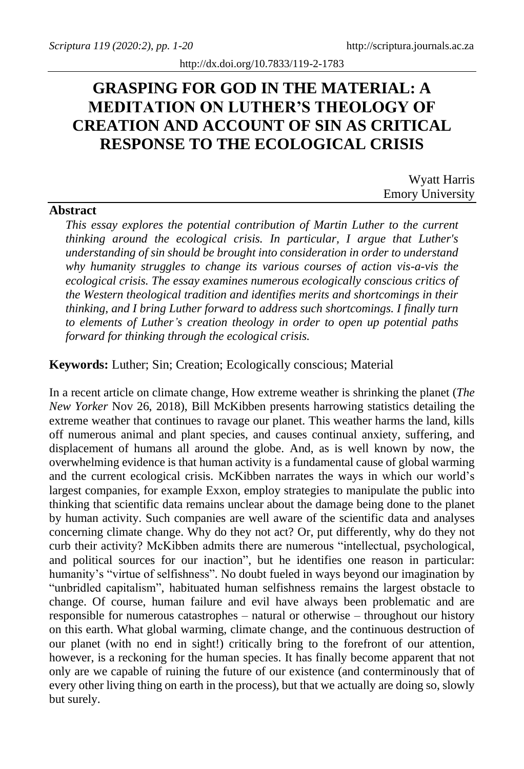# GRASPING FOR GOD IN THE MATERIAL: A MEDITATION ON LUTHER'S THEOLOGY OF CREATION AND ACCOUNT OF SIN AS CRITICAL RESPONSE TO THE ECOLOGICAL CRISIS

Wyatt Harris
Emory University

**Abstract**

*This essay explores the potential contribution of Martin Luther to the current thinking around the ecological crisis. In particular, I argue that Luther's understanding of sin should be brought into consideration in order to understand why humanity struggles to change its various courses of action vis-a-vis the ecological crisis. The essay examines numerous ecologically conscious critics of the Western theological tradition and identifies merits and shortcomings in their thinking, and I bring Luther forward to address such shortcomings. I finally turn to elements of Luther's creation theology in order to open up potential paths forward for thinking through the ecological crisis.*

**Keywords:** Luther; Sin; Creation; Ecologically conscious; Material

In a recent article on climate change, How extreme weather is shrinking the planet (*The New Yorker* Nov 26, 2018), Bill McKibben presents harrowing statistics detailing the extreme weather that continues to ravage our planet. This weather harms the land, kills off numerous animal and plant species, and causes continual anxiety, suffering, and displacement of humans all around the globe. And, as is well known by now, the overwhelming evidence is that human activity is a fundamental cause of global warming and the current ecological crisis. McKibben narrates the ways in which our world's largest companies, for example Exxon, employ strategies to manipulate the public into thinking that scientific data remains unclear about the damage being done to the planet by human activity. Such companies are well aware of the scientific data and analyses concerning climate change. Why do they not act? Or, put differently, why do they not curb their activity? McKibben admits there are numerous "intellectual, psychological, and political sources for our inaction", but he identifies one reason in particular: humanity's "virtue of selfishness". No doubt fueled in ways beyond our imagination by "unbridled capitalism", habituated human selfishness remains the largest obstacle to change. Of course, human failure and evil have always been problematic and are responsible for numerous catastrophes – natural or otherwise – throughout our history on this earth. What global warming, climate change, and the continuous destruction of our planet (with no end in sight!) critically bring to the forefront of our attention, however, is a reckoning for the human species. It has finally become apparent that not only are we capable of ruining the future of our existence (and conterminously that of every other living thing on earth in the process), but that we actually are doing so, slowly but surely.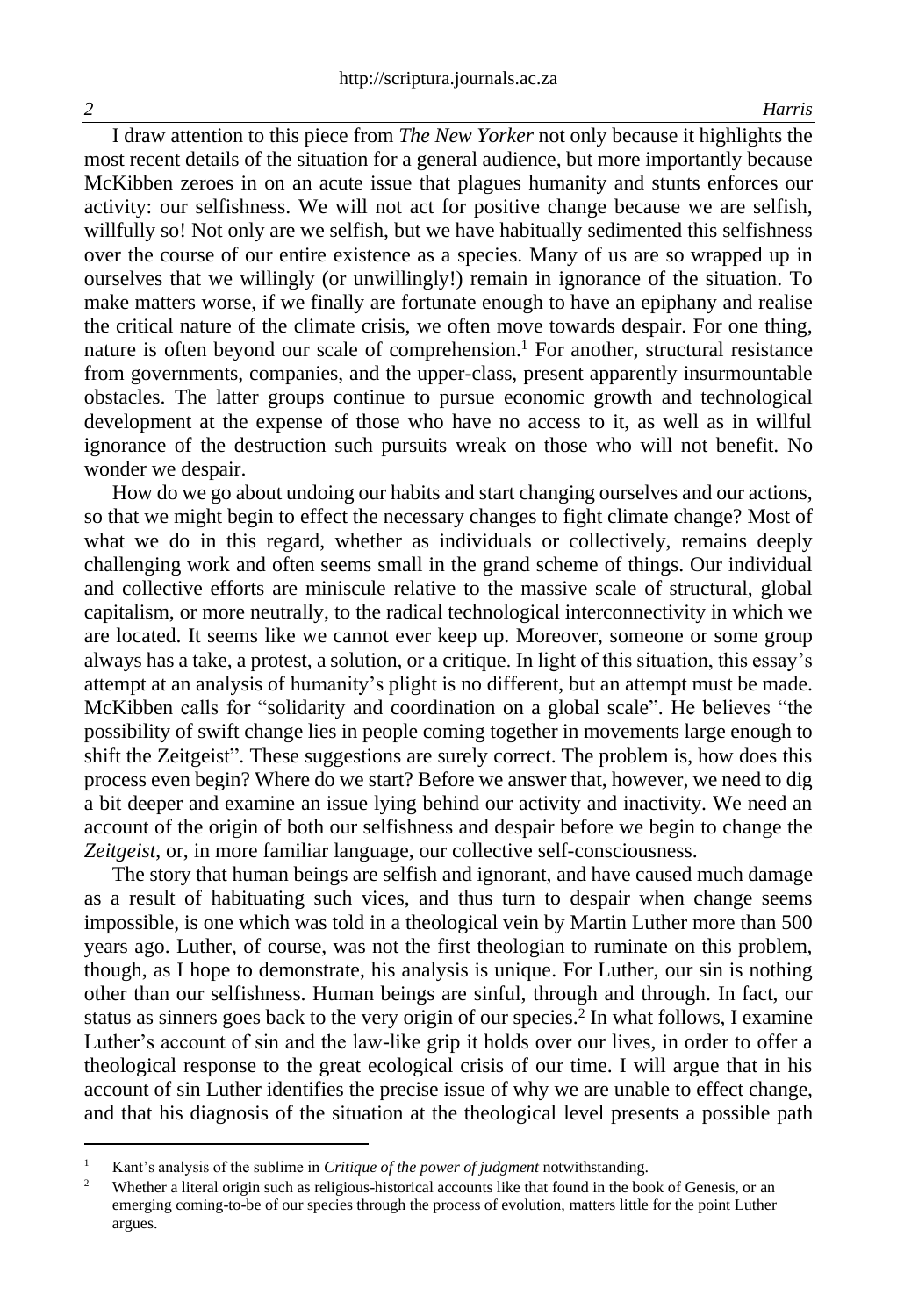I draw attention to this piece from *The New Yorker* not only because it highlights the most recent details of the situation for a general audience, but more importantly because McKibben zeroes in on an acute issue that plagues humanity and stunts enforces our activity: our selfishness. We will not act for positive change because we are selfish, willfully so! Not only are we selfish, but we have habitually sedimented this selfishness over the course of our entire existence as a species. Many of us are so wrapped up in ourselves that we willingly (or unwillingly!) remain in ignorance of the situation. To make matters worse, if we finally are fortunate enough to have an epiphany and realise the critical nature of the climate crisis, we often move towards despair. For one thing, nature is often beyond our scale of comprehension.[1] For another, structural resistance from governments, companies, and the upper-class, present apparently insurmountable obstacles. The latter groups continue to pursue economic growth and technological development at the expense of those who have no access to it, as well as in willful ignorance of the destruction such pursuits wreak on those who will not benefit. No wonder we despair.

How do we go about undoing our habits and start changing ourselves and our actions, so that we might begin to effect the necessary changes to fight climate change? Most of what we do in this regard, whether as individuals or collectively, remains deeply challenging work and often seems small in the grand scheme of things. Our individual and collective efforts are miniscule relative to the massive scale of structural, global capitalism, or more neutrally, to the radical technological interconnectivity in which we are located. It seems like we cannot ever keep up. Moreover, someone or some group always has a take, a protest, a solution, or a critique. In light of this situation, this essay's attempt at an analysis of humanity's plight is no different, but an attempt must be made. McKibben calls for "solidarity and coordination on a global scale". He believes "the possibility of swift change lies in people coming together in movements large enough to shift the Zeitgeist". These suggestions are surely correct. The problem is, how does this process even begin? Where do we start? Before we answer that, however, we need to dig a bit deeper and examine an issue lying behind our activity and inactivity. We need an account of the origin of both our selfishness and despair before we begin to change the *Zeitgeist*, or, in more familiar language, our collective self-consciousness.

The story that human beings are selfish and ignorant, and have caused much damage as a result of habituating such vices, and thus turn to despair when change seems impossible, is one which was told in a theological vein by Martin Luther more than 500 years ago. Luther, of course, was not the first theologian to ruminate on this problem, though, as I hope to demonstrate, his analysis is unique. For Luther, our sin is nothing other than our selfishness. Human beings are sinful, through and through. In fact, our status as sinners goes back to the very origin of our species.[2] In what follows, I examine Luther's account of sin and the law-like grip it holds over our lives, in order to offer a theological response to the great ecological crisis of our time. I will argue that in his account of sin Luther identifies the precise issue of why we are unable to effect change, and that his diagnosis of the situation at the theological level presents a possible path

---

[1] Kant's analysis of the sublime in *Critique of the power of judgment* notwithstanding.

[2] Whether a literal origin such as religious-historical accounts like that found in the book of Genesis, or an emerging coming-to-be of our species through the process of evolution, matters little for the point Luther argues.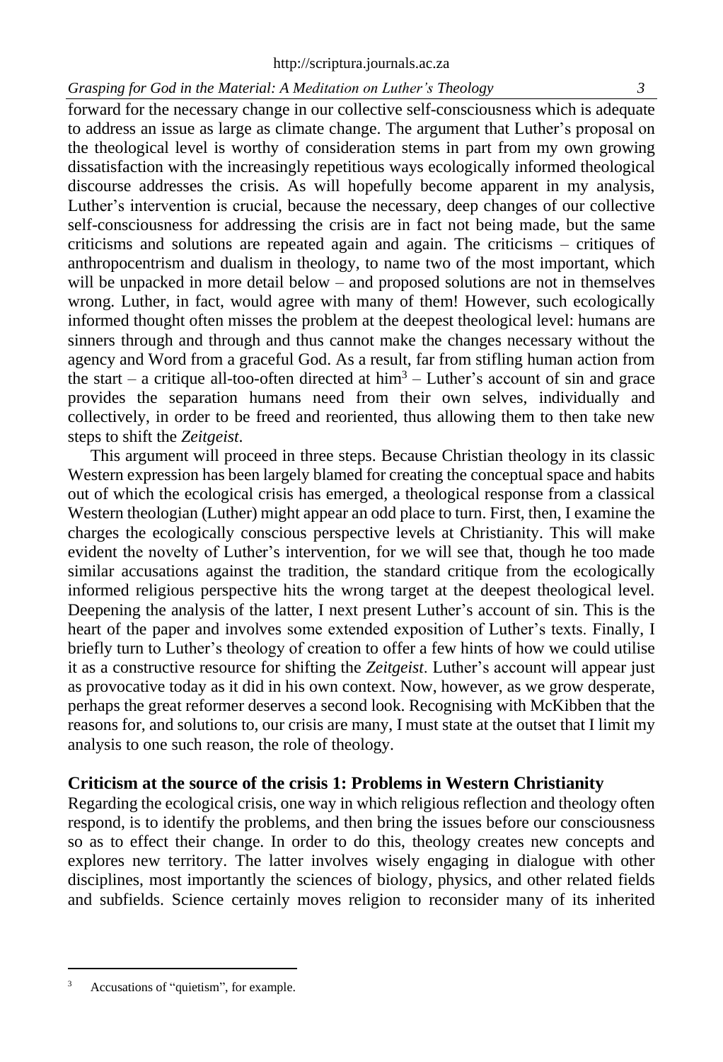forward for the necessary change in our collective self-consciousness which is adequate to address an issue as large as climate change. The argument that Luther's proposal on the theological level is worthy of consideration stems in part from my own growing dissatisfaction with the increasingly repetitious ways ecologically informed theological discourse addresses the crisis. As will hopefully become apparent in my analysis, Luther's intervention is crucial, because the necessary, deep changes of our collective self-consciousness for addressing the crisis are in fact not being made, but the same criticisms and solutions are repeated again and again. The criticisms – critiques of anthropocentrism and dualism in theology, to name two of the most important, which will be unpacked in more detail below – and proposed solutions are not in themselves wrong. Luther, in fact, would agree with many of them! However, such ecologically informed thought often misses the problem at the deepest theological level: humans are sinners through and through and thus cannot make the changes necessary without the agency and Word from a graceful God. As a result, far from stifling human action from the start – a critique all-too-often directed at him[3] – Luther's account of sin and grace provides the separation humans need from their own selves, individually and collectively, in order to be freed and reoriented, thus allowing them to then take new steps to shift the *Zeitgeist*.

This argument will proceed in three steps. Because Christian theology in its classic Western expression has been largely blamed for creating the conceptual space and habits out of which the ecological crisis has emerged, a theological response from a classical Western theologian (Luther) might appear an odd place to turn. First, then, I examine the charges the ecologically conscious perspective levels at Christianity. This will make evident the novelty of Luther's intervention, for we will see that, though he too made similar accusations against the tradition, the standard critique from the ecologically informed religious perspective hits the wrong target at the deepest theological level. Deepening the analysis of the latter, I next present Luther's account of sin. This is the heart of the paper and involves some extended exposition of Luther's texts. Finally, I briefly turn to Luther's theology of creation to offer a few hints of how we could utilise it as a constructive resource for shifting the *Zeitgeist*. Luther's account will appear just as provocative today as it did in his own context. Now, however, as we grow desperate, perhaps the great reformer deserves a second look. Recognising with McKibben that the reasons for, and solutions to, our crisis are many, I must state at the outset that I limit my analysis to one such reason, the role of theology.

## Criticism at the source of the crisis 1: Problems in Western Christianity

Regarding the ecological crisis, one way in which religious reflection and theology often respond, is to identify the problems, and then bring the issues before our consciousness so as to effect their change. In order to do this, theology creates new concepts and explores new territory. The latter involves wisely engaging in dialogue with other disciplines, most importantly the sciences of biology, physics, and other related fields and subfields. Science certainly moves religion to reconsider many of its inherited

---

[3] Accusations of "quietism", for example.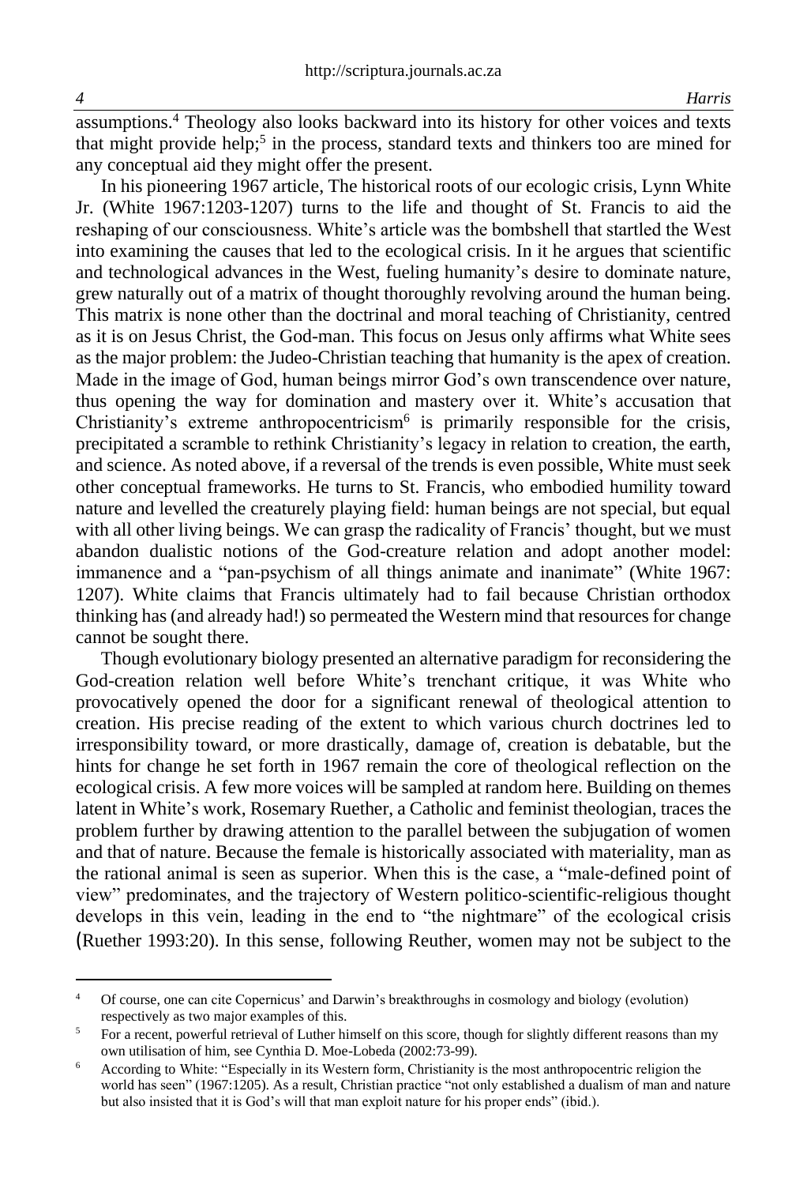assumptions.[4] Theology also looks backward into its history for other voices and texts that might provide help;[5] in the process, standard texts and thinkers too are mined for any conceptual aid they might offer the present.

In his pioneering 1967 article, The historical roots of our ecologic crisis, Lynn White Jr. (White 1967:1203-1207) turns to the life and thought of St. Francis to aid the reshaping of our consciousness. White's article was the bombshell that startled the West into examining the causes that led to the ecological crisis. In it he argues that scientific and technological advances in the West, fueling humanity's desire to dominate nature, grew naturally out of a matrix of thought thoroughly revolving around the human being. This matrix is none other than the doctrinal and moral teaching of Christianity, centred as it is on Jesus Christ, the God-man. This focus on Jesus only affirms what White sees as the major problem: the Judeo-Christian teaching that humanity is the apex of creation. Made in the image of God, human beings mirror God's own transcendence over nature, thus opening the way for domination and mastery over it. White's accusation that Christianity's extreme anthropocentricism[6] is primarily responsible for the crisis, precipitated a scramble to rethink Christianity's legacy in relation to creation, the earth, and science. As noted above, if a reversal of the trends is even possible, White must seek other conceptual frameworks. He turns to St. Francis, who embodied humility toward nature and levelled the creaturely playing field: human beings are not special, but equal with all other living beings. We can grasp the radicality of Francis' thought, but we must abandon dualistic notions of the God-creature relation and adopt another model: immanence and a "pan-psychism of all things animate and inanimate" (White 1967: 1207). White claims that Francis ultimately had to fail because Christian orthodox thinking has (and already had!) so permeated the Western mind that resources for change cannot be sought there.

Though evolutionary biology presented an alternative paradigm for reconsidering the God-creation relation well before White's trenchant critique, it was White who provocatively opened the door for a significant renewal of theological attention to creation. His precise reading of the extent to which various church doctrines led to irresponsibility toward, or more drastically, damage of, creation is debatable, but the hints for change he set forth in 1967 remain the core of theological reflection on the ecological crisis. A few more voices will be sampled at random here. Building on themes latent in White's work, Rosemary Ruether, a Catholic and feminist theologian, traces the problem further by drawing attention to the parallel between the subjugation of women and that of nature. Because the female is historically associated with materiality, man as the rational animal is seen as superior. When this is the case, a "male-defined point of view" predominates, and the trajectory of Western politico-scientific-religious thought develops in this vein, leading in the end to "the nightmare" of the ecological crisis (Ruether 1993:20). In this sense, following Reuther, women may not be subject to the

---

[4] Of course, one can cite Copernicus' and Darwin's breakthroughs in cosmology and biology (evolution) respectively as two major examples of this.

[5] For a recent, powerful retrieval of Luther himself on this score, though for slightly different reasons than my own utilisation of him, see Cynthia D. Moe-Lobeda (2002:73-99).

[6] According to White: "Especially in its Western form, Christianity is the most anthropocentric religion the world has seen" (1967:1205). As a result, Christian practice "not only established a dualism of man and nature but also insisted that it is God's will that man exploit nature for his proper ends" (ibid.).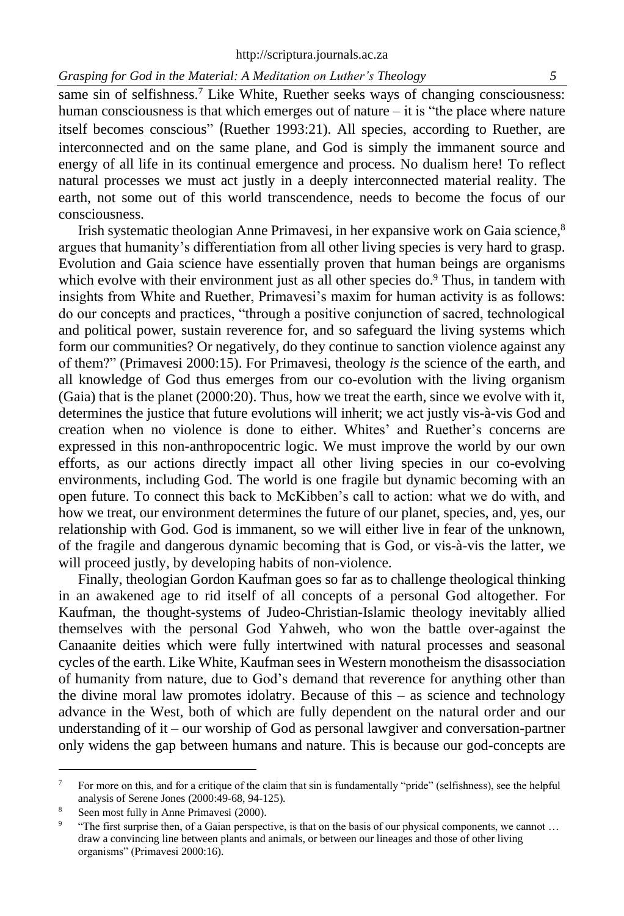same sin of selfishness.[7] Like White, Ruether seeks ways of changing consciousness: human consciousness is that which emerges out of nature – it is "the place where nature itself becomes conscious" (Ruether 1993:21). All species, according to Ruether, are interconnected and on the same plane, and God is simply the immanent source and energy of all life in its continual emergence and process. No dualism here! To reflect natural processes we must act justly in a deeply interconnected material reality. The earth, not some out of this world transcendence, needs to become the focus of our consciousness.

Irish systematic theologian Anne Primavesi, in her expansive work on Gaia science,[8] argues that humanity's differentiation from all other living species is very hard to grasp. Evolution and Gaia science have essentially proven that human beings are organisms which evolve with their environment just as all other species do.[9] Thus, in tandem with insights from White and Ruether, Primavesi's maxim for human activity is as follows: do our concepts and practices, "through a positive conjunction of sacred, technological and political power, sustain reverence for, and so safeguard the living systems which form our communities? Or negatively, do they continue to sanction violence against any of them?" (Primavesi 2000:15). For Primavesi, theology *is* the science of the earth, and all knowledge of God thus emerges from our co-evolution with the living organism (Gaia) that is the planet (2000:20). Thus, how we treat the earth, since we evolve with it, determines the justice that future evolutions will inherit; we act justly vis-à-vis God and creation when no violence is done to either. Whites' and Ruether's concerns are expressed in this non-anthropocentric logic. We must improve the world by our own efforts, as our actions directly impact all other living species in our co-evolving environments, including God. The world is one fragile but dynamic becoming with an open future. To connect this back to McKibben's call to action: what we do with, and how we treat, our environment determines the future of our planet, species, and, yes, our relationship with God. God is immanent, so we will either live in fear of the unknown, of the fragile and dangerous dynamic becoming that is God, or vis-à-vis the latter, we will proceed justly, by developing habits of non-violence.

Finally, theologian Gordon Kaufman goes so far as to challenge theological thinking in an awakened age to rid itself of all concepts of a personal God altogether. For Kaufman, the thought-systems of Judeo-Christian-Islamic theology inevitably allied themselves with the personal God Yahweh, who won the battle over-against the Canaanite deities which were fully intertwined with natural processes and seasonal cycles of the earth. Like White, Kaufman sees in Western monotheism the disassociation of humanity from nature, due to God's demand that reverence for anything other than the divine moral law promotes idolatry. Because of this – as science and technology advance in the West, both of which are fully dependent on the natural order and our understanding of it – our worship of God as personal lawgiver and conversation-partner only widens the gap between humans and nature. This is because our god-concepts are

---

[7] For more on this, and for a critique of the claim that sin is fundamentally "pride" (selfishness), see the helpful analysis of Serene Jones (2000:49-68, 94-125).

[8] Seen most fully in Anne Primavesi (2000).

[9] "The first surprise then, of a Gaian perspective, is that on the basis of our physical components, we cannot … draw a convincing line between plants and animals, or between our lineages and those of other living organisms" (Primavesi 2000:16).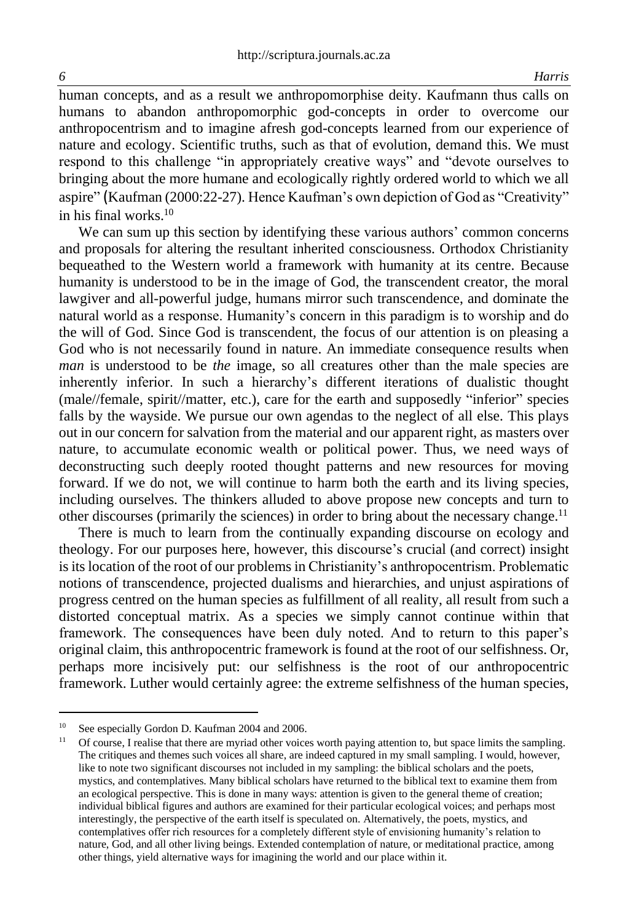human concepts, and as a result we anthropomorphise deity. Kaufmann thus calls on humans to abandon anthropomorphic god-concepts in order to overcome our anthropocentrism and to imagine afresh god-concepts learned from our experience of nature and ecology. Scientific truths, such as that of evolution, demand this. We must respond to this challenge "in appropriately creative ways" and "devote ourselves to bringing about the more humane and ecologically rightly ordered world to which we all aspire" (Kaufman (2000:22-27). Hence Kaufman's own depiction of God as "Creativity" in his final works.[10]

We can sum up this section by identifying these various authors' common concerns and proposals for altering the resultant inherited consciousness. Orthodox Christianity bequeathed to the Western world a framework with humanity at its centre. Because humanity is understood to be in the image of God, the transcendent creator, the moral lawgiver and all-powerful judge, humans mirror such transcendence, and dominate the natural world as a response. Humanity's concern in this paradigm is to worship and do the will of God. Since God is transcendent, the focus of our attention is on pleasing a God who is not necessarily found in nature. An immediate consequence results when *man* is understood to be *the* image, so all creatures other than the male species are inherently inferior. In such a hierarchy's different iterations of dualistic thought (male//female, spirit//matter, etc.), care for the earth and supposedly "inferior" species falls by the wayside. We pursue our own agendas to the neglect of all else. This plays out in our concern for salvation from the material and our apparent right, as masters over nature, to accumulate economic wealth or political power. Thus, we need ways of deconstructing such deeply rooted thought patterns and new resources for moving forward. If we do not, we will continue to harm both the earth and its living species, including ourselves. The thinkers alluded to above propose new concepts and turn to other discourses (primarily the sciences) in order to bring about the necessary change.[11]

There is much to learn from the continually expanding discourse on ecology and theology. For our purposes here, however, this discourse's crucial (and correct) insight is its location of the root of our problems in Christianity's anthropocentrism. Problematic notions of transcendence, projected dualisms and hierarchies, and unjust aspirations of progress centred on the human species as fulfillment of all reality, all result from such a distorted conceptual matrix. As a species we simply cannot continue within that framework. The consequences have been duly noted. And to return to this paper's original claim, this anthropocentric framework is found at the root of our selfishness. Or, perhaps more incisively put: our selfishness is the root of our anthropocentric framework. Luther would certainly agree: the extreme selfishness of the human species,

---

[10] See especially Gordon D. Kaufman 2004 and 2006.

[11] Of course, I realise that there are myriad other voices worth paying attention to, but space limits the sampling. The critiques and themes such voices all share, are indeed captured in my small sampling. I would, however, like to note two significant discourses not included in my sampling: the biblical scholars and the poets, mystics, and contemplatives. Many biblical scholars have returned to the biblical text to examine them from an ecological perspective. This is done in many ways: attention is given to the general theme of creation; individual biblical figures and authors are examined for their particular ecological voices; and perhaps most interestingly, the perspective of the earth itself is speculated on. Alternatively, the poets, mystics, and contemplatives offer rich resources for a completely different style of envisioning humanity's relation to nature, God, and all other living beings. Extended contemplation of nature, or meditational practice, among other things, yield alternative ways for imagining the world and our place within it.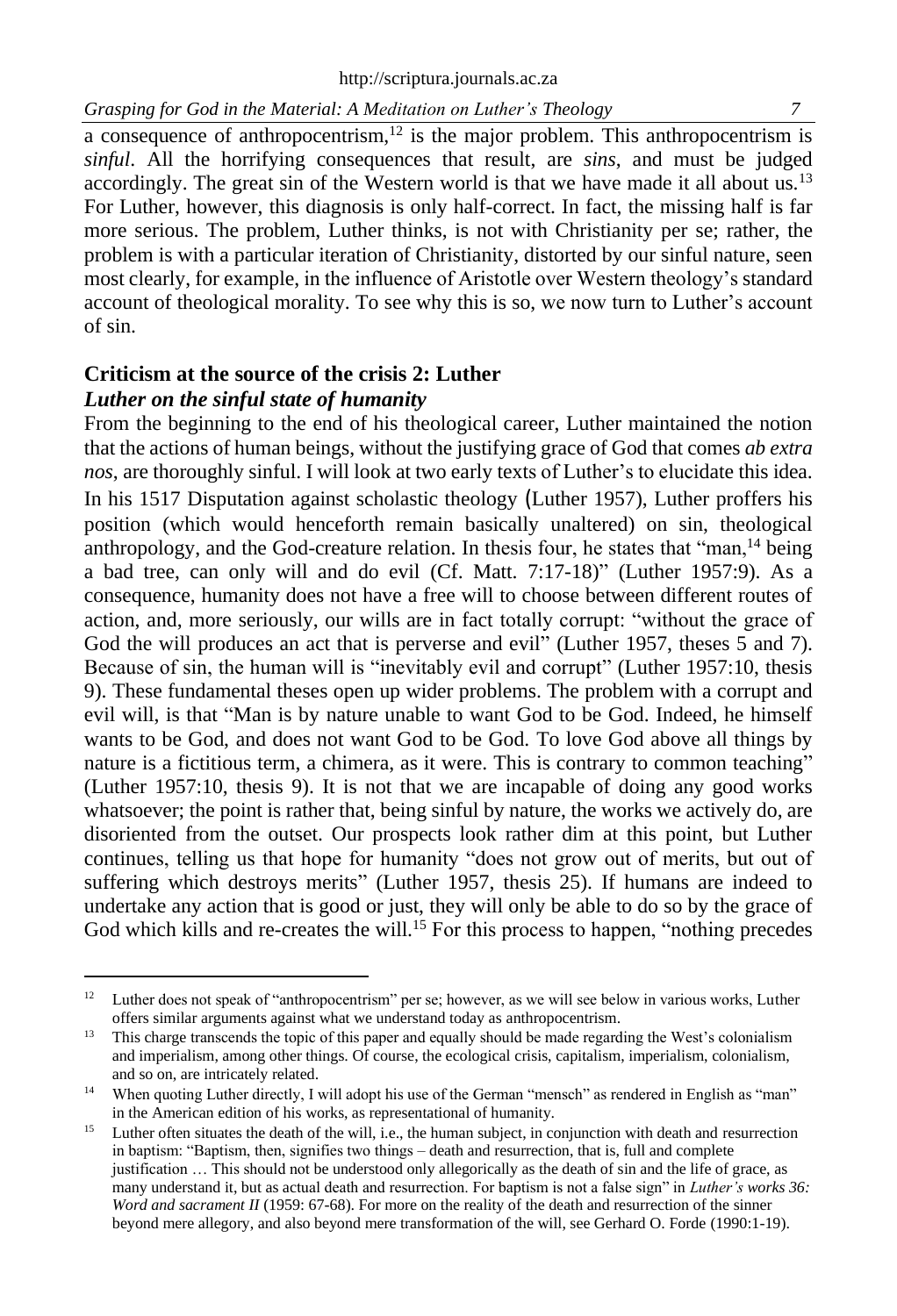a consequence of anthropocentrism,[12] is the major problem. This anthropocentrism is *sinful*. All the horrifying consequences that result, are *sins*, and must be judged accordingly. The great sin of the Western world is that we have made it all about us.[13] For Luther, however, this diagnosis is only half-correct. In fact, the missing half is far more serious. The problem, Luther thinks, is not with Christianity per se; rather, the problem is with a particular iteration of Christianity, distorted by our sinful nature, seen most clearly, for example, in the influence of Aristotle over Western theology's standard account of theological morality. To see why this is so, we now turn to Luther's account of sin.

## Criticism at the source of the crisis 2: Luther

### *Luther on the sinful state of humanity*

From the beginning to the end of his theological career, Luther maintained the notion that the actions of human beings, without the justifying grace of God that comes *ab extra nos*, are thoroughly sinful. I will look at two early texts of Luther's to elucidate this idea. In his 1517 Disputation against scholastic theology (Luther 1957), Luther proffers his position (which would henceforth remain basically unaltered) on sin, theological anthropology, and the God-creature relation. In thesis four, he states that "man,[14] being a bad tree, can only will and do evil (Cf. Matt. 7:17-18)" (Luther 1957:9). As a consequence, humanity does not have a free will to choose between different routes of action, and, more seriously, our wills are in fact totally corrupt: "without the grace of God the will produces an act that is perverse and evil" (Luther 1957, theses 5 and 7). Because of sin, the human will is "inevitably evil and corrupt" (Luther 1957:10, thesis 9). These fundamental theses open up wider problems. The problem with a corrupt and evil will, is that "Man is by nature unable to want God to be God. Indeed, he himself wants to be God, and does not want God to be God. To love God above all things by nature is a fictitious term, a chimera, as it were. This is contrary to common teaching" (Luther 1957:10, thesis 9). It is not that we are incapable of doing any good works whatsoever; the point is rather that, being sinful by nature, the works we actively do, are disoriented from the outset. Our prospects look rather dim at this point, but Luther continues, telling us that hope for humanity "does not grow out of merits, but out of suffering which destroys merits" (Luther 1957, thesis 25). If humans are indeed to undertake any action that is good or just, they will only be able to do so by the grace of God which kills and re-creates the will.[15] For this process to happen, "nothing precedes

---

[12] Luther does not speak of "anthropocentrism" per se; however, as we will see below in various works, Luther offers similar arguments against what we understand today as anthropocentrism.

[13] This charge transcends the topic of this paper and equally should be made regarding the West's colonialism and imperialism, among other things. Of course, the ecological crisis, capitalism, imperialism, colonialism, and so on, are intricately related.

[14] When quoting Luther directly, I will adopt his use of the German "mensch" as rendered in English as "man" in the American edition of his works, as representational of humanity.

[15] Luther often situates the death of the will, i.e., the human subject, in conjunction with death and resurrection in baptism: "Baptism, then, signifies two things – death and resurrection, that is, full and complete justification … This should not be understood only allegorically as the death of sin and the life of grace, as many understand it, but as actual death and resurrection. For baptism is not a false sign" in *Luther's works 36: Word and sacrament II* (1959: 67-68). For more on the reality of the death and resurrection of the sinner beyond mere allegory, and also beyond mere transformation of the will, see Gerhard O. Forde (1990:1-19).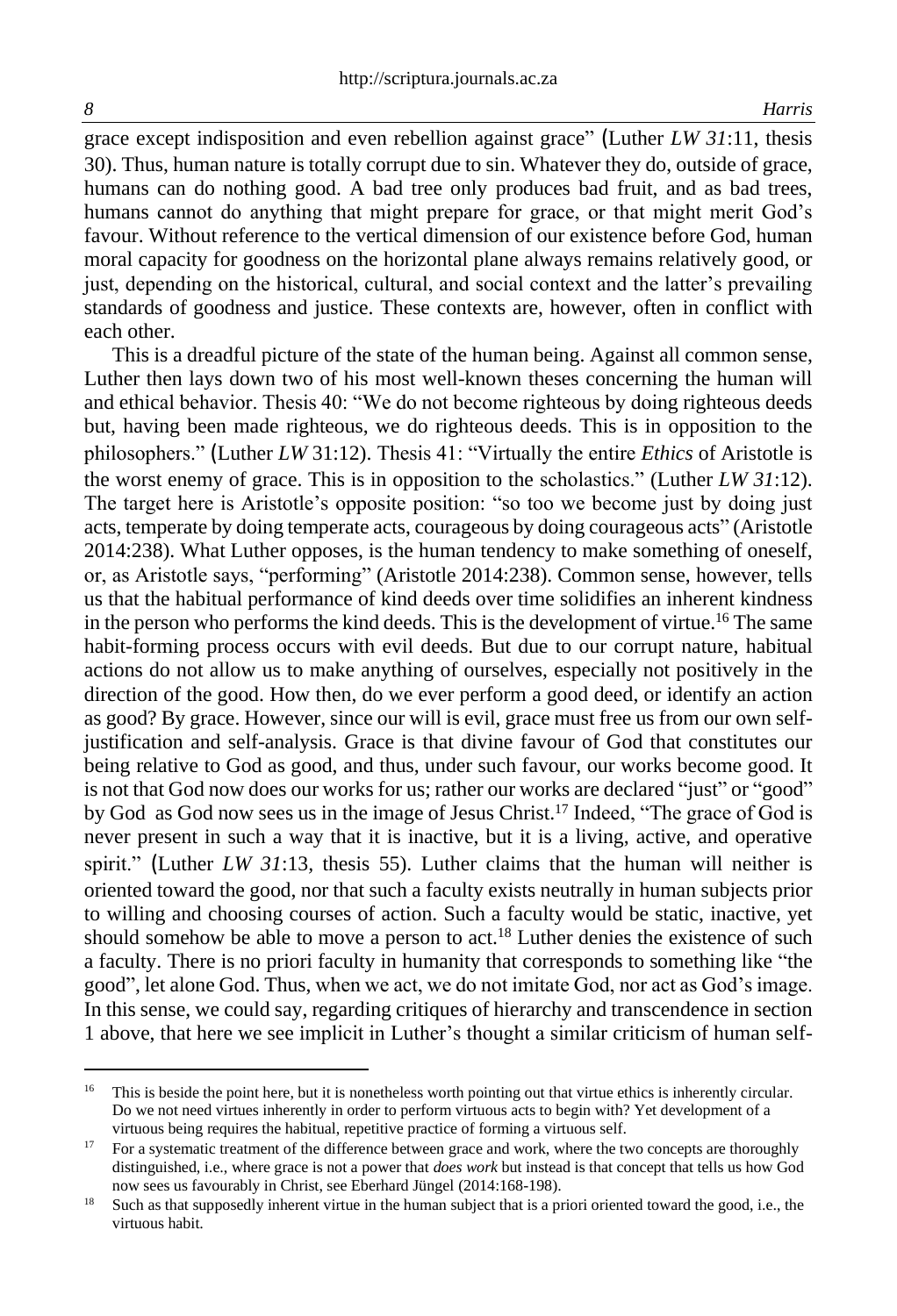grace except indisposition and even rebellion against grace" (Luther *LW 31*:11, thesis 30). Thus, human nature is totally corrupt due to sin. Whatever they do, outside of grace, humans can do nothing good. A bad tree only produces bad fruit, and as bad trees, humans cannot do anything that might prepare for grace, or that might merit God's favour. Without reference to the vertical dimension of our existence before God, human moral capacity for goodness on the horizontal plane always remains relatively good, or just, depending on the historical, cultural, and social context and the latter's prevailing standards of goodness and justice. These contexts are, however, often in conflict with each other.

This is a dreadful picture of the state of the human being. Against all common sense, Luther then lays down two of his most well-known theses concerning the human will and ethical behavior. Thesis 40: "We do not become righteous by doing righteous deeds but, having been made righteous, we do righteous deeds. This is in opposition to the philosophers." (Luther *LW* 31:12). Thesis 41: "Virtually the entire *Ethics* of Aristotle is the worst enemy of grace. This is in opposition to the scholastics." (Luther *LW 31*:12). The target here is Aristotle's opposite position: "so too we become just by doing just acts, temperate by doing temperate acts, courageous by doing courageous acts" (Aristotle 2014:238). What Luther opposes, is the human tendency to make something of oneself, or, as Aristotle says, "performing" (Aristotle 2014:238). Common sense, however, tells us that the habitual performance of kind deeds over time solidifies an inherent kindness in the person who performs the kind deeds. This is the development of virtue.[16] The same habit-forming process occurs with evil deeds. But due to our corrupt nature, habitual actions do not allow us to make anything of ourselves, especially not positively in the direction of the good. How then, do we ever perform a good deed, or identify an action as good? By grace. However, since our will is evil, grace must free us from our own self-justification and self-analysis. Grace is that divine favour of God that constitutes our being relative to God as good, and thus, under such favour, our works become good. It is not that God now does our works for us; rather our works are declared "just" or "good" by God as God now sees us in the image of Jesus Christ.[17] Indeed, "The grace of God is never present in such a way that it is inactive, but it is a living, active, and operative spirit." (Luther *LW 31*:13, thesis 55). Luther claims that the human will neither is oriented toward the good, nor that such a faculty exists neutrally in human subjects prior to willing and choosing courses of action. Such a faculty would be static, inactive, yet should somehow be able to move a person to act.[18] Luther denies the existence of such a faculty. There is no priori faculty in humanity that corresponds to something like "the good", let alone God. Thus, when we act, we do not imitate God, nor act as God's image. In this sense, we could say, regarding critiques of hierarchy and transcendence in section 1 above, that here we see implicit in Luther's thought a similar criticism of human self-

---

[16] This is beside the point here, but it is nonetheless worth pointing out that virtue ethics is inherently circular. Do we not need virtues inherently in order to perform virtuous acts to begin with? Yet development of a virtuous being requires the habitual, repetitive practice of forming a virtuous self.

[17] For a systematic treatment of the difference between grace and work, where the two concepts are thoroughly distinguished, i.e., where grace is not a power that *does work* but instead is that concept that tells us how God now sees us favourably in Christ, see Eberhard Jüngel (2014:168-198).

[18] Such as that supposedly inherent virtue in the human subject that is a priori oriented toward the good, i.e., the virtuous habit.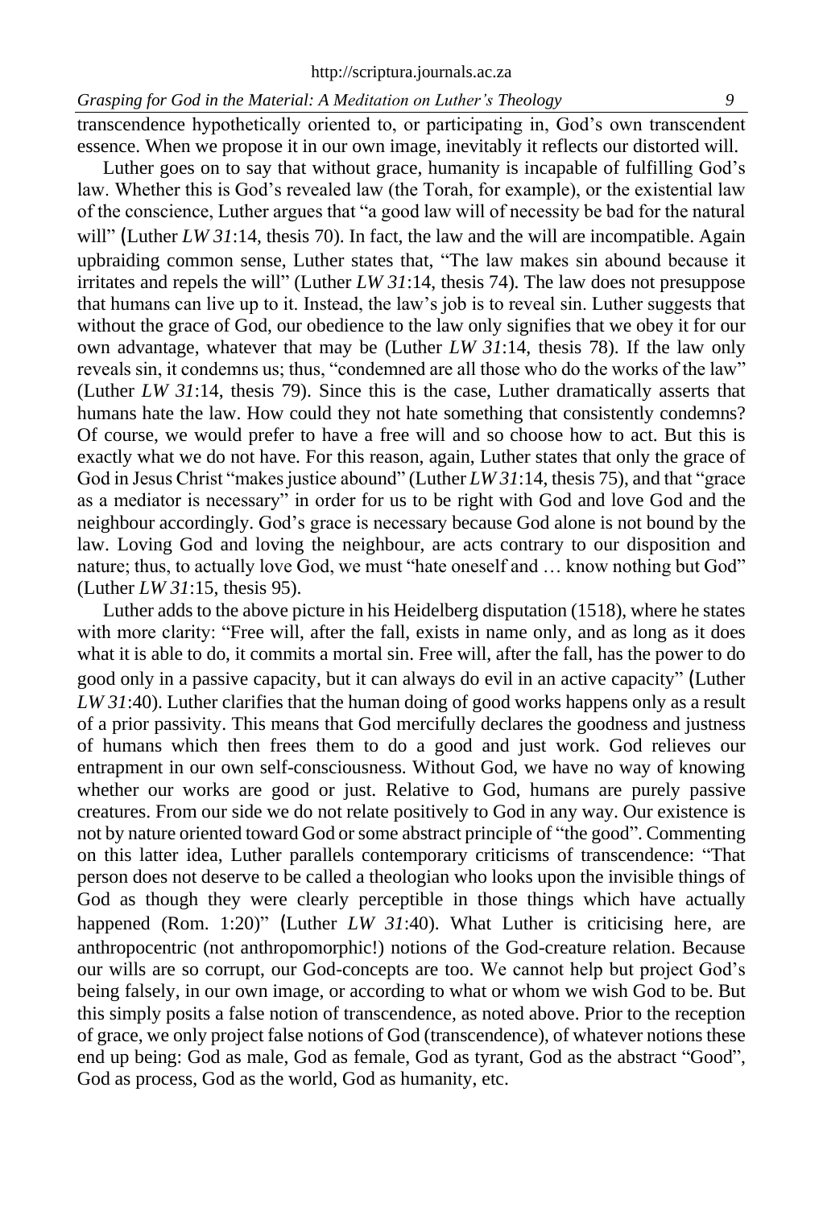transcendence hypothetically oriented to, or participating in, God's own transcendent essence. When we propose it in our own image, inevitably it reflects our distorted will.

Luther goes on to say that without grace, humanity is incapable of fulfilling God's law. Whether this is God's revealed law (the Torah, for example), or the existential law of the conscience, Luther argues that "a good law will of necessity be bad for the natural will" (Luther *LW 31*:14, thesis 70). In fact, the law and the will are incompatible. Again upbraiding common sense, Luther states that, "The law makes sin abound because it irritates and repels the will" (Luther *LW 31*:14, thesis 74). The law does not presuppose that humans can live up to it. Instead, the law's job is to reveal sin. Luther suggests that without the grace of God, our obedience to the law only signifies that we obey it for our own advantage, whatever that may be (Luther *LW 31*:14, thesis 78). If the law only reveals sin, it condemns us; thus, "condemned are all those who do the works of the law" (Luther *LW 31*:14, thesis 79). Since this is the case, Luther dramatically asserts that humans hate the law. How could they not hate something that consistently condemns? Of course, we would prefer to have a free will and so choose how to act. But this is exactly what we do not have. For this reason, again, Luther states that only the grace of God in Jesus Christ "makes justice abound" (Luther *LW 31*:14, thesis 75), and that "grace as a mediator is necessary" in order for us to be right with God and love God and the neighbour accordingly. God's grace is necessary because God alone is not bound by the law. Loving God and loving the neighbour, are acts contrary to our disposition and nature; thus, to actually love God, we must "hate oneself and … know nothing but God" (Luther *LW 31*:15, thesis 95).

Luther adds to the above picture in his Heidelberg disputation (1518), where he states with more clarity: "Free will, after the fall, exists in name only, and as long as it does what it is able to do, it commits a mortal sin. Free will, after the fall, has the power to do good only in a passive capacity, but it can always do evil in an active capacity" (Luther *LW 31*:40). Luther clarifies that the human doing of good works happens only as a result of a prior passivity. This means that God mercifully declares the goodness and justness of humans which then frees them to do a good and just work. God relieves our entrapment in our own self-consciousness. Without God, we have no way of knowing whether our works are good or just. Relative to God, humans are purely passive creatures. From our side we do not relate positively to God in any way. Our existence is not by nature oriented toward God or some abstract principle of "the good". Commenting on this latter idea, Luther parallels contemporary criticisms of transcendence: "That person does not deserve to be called a theologian who looks upon the invisible things of God as though they were clearly perceptible in those things which have actually happened (Rom. 1:20)" (Luther *LW 31*:40). What Luther is criticising here, are anthropocentric (not anthropomorphic!) notions of the God-creature relation. Because our wills are so corrupt, our God-concepts are too. We cannot help but project God's being falsely, in our own image, or according to what or whom we wish God to be. But this simply posits a false notion of transcendence, as noted above. Prior to the reception of grace, we only project false notions of God (transcendence), of whatever notions these end up being: God as male, God as female, God as tyrant, God as the abstract "Good", God as process, God as the world, God as humanity, etc.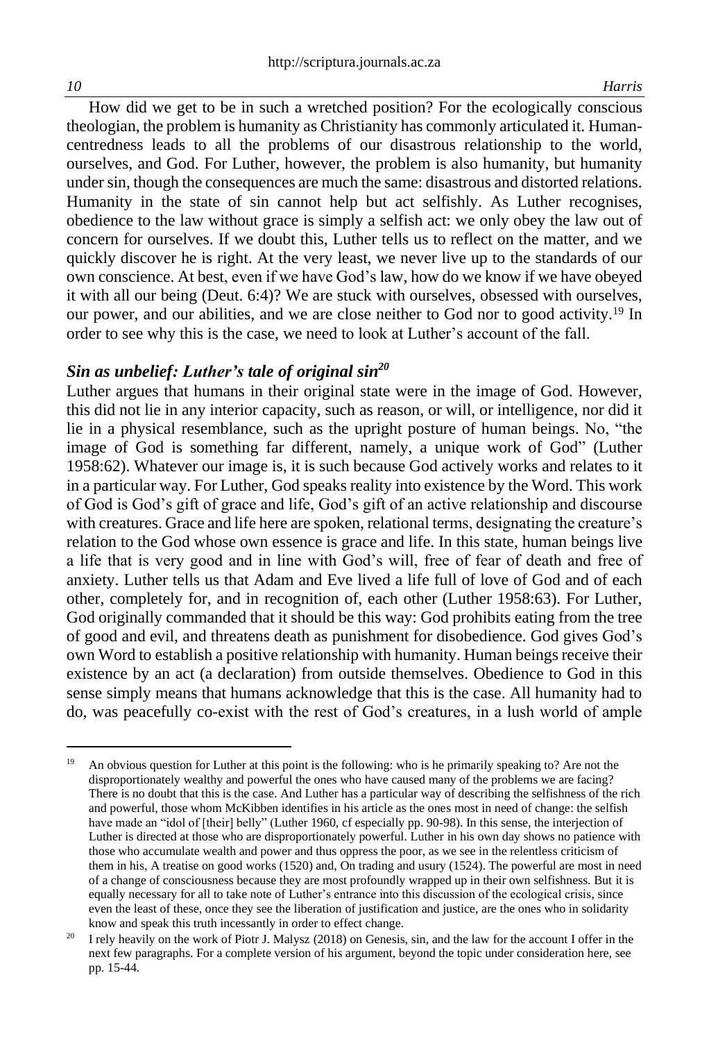How did we get to be in such a wretched position? For the ecologically conscious theologian, the problem is humanity as Christianity has commonly articulated it. Human-centredness leads to all the problems of our disastrous relationship to the world, ourselves, and God. For Luther, however, the problem is also humanity, but humanity under sin, though the consequences are much the same: disastrous and distorted relations. Humanity in the state of sin cannot help but act selfishly. As Luther recognises, obedience to the law without grace is simply a selfish act: we only obey the law out of concern for ourselves. If we doubt this, Luther tells us to reflect on the matter, and we quickly discover he is right. At the very least, we never live up to the standards of our own conscience. At best, even if we have God's law, how do we know if we have obeyed it with all our being (Deut. 6:4)? We are stuck with ourselves, obsessed with ourselves, our power, and our abilities, and we are close neither to God nor to good activity.[19] In order to see why this is the case, we need to look at Luther's account of the fall.

## *Sin as unbelief: Luther's tale of original sin*[20]

Luther argues that humans in their original state were in the image of God. However, this did not lie in any interior capacity, such as reason, or will, or intelligence, nor did it lie in a physical resemblance, such as the upright posture of human beings. No, "the image of God is something far different, namely, a unique work of God" (Luther 1958:62). Whatever our image is, it is such because God actively works and relates to it in a particular way. For Luther, God speaks reality into existence by the Word. This work of God is God's gift of grace and life, God's gift of an active relationship and discourse with creatures. Grace and life here are spoken, relational terms, designating the creature's relation to the God whose own essence is grace and life. In this state, human beings live a life that is very good and in line with God's will, free of fear of death and free of anxiety. Luther tells us that Adam and Eve lived a life full of love of God and of each other, completely for, and in recognition of, each other (Luther 1958:63). For Luther, God originally commanded that it should be this way: God prohibits eating from the tree of good and evil, and threatens death as punishment for disobedience. God gives God's own Word to establish a positive relationship with humanity. Human beings receive their existence by an act (a declaration) from outside themselves. Obedience to God in this sense simply means that humans acknowledge that this is the case. All humanity had to do, was peacefully co-exist with the rest of God's creatures, in a lush world of ample

---

[19] An obvious question for Luther at this point is the following: who is he primarily speaking to? Are not the disproportionately wealthy and powerful the ones who have caused many of the problems we are facing? There is no doubt that this is the case. And Luther has a particular way of describing the selfishness of the rich and powerful, those whom McKibben identifies in his article as the ones most in need of change: the selfish have made an "idol of [their] belly" (Luther 1960, cf especially pp. 90-98). In this sense, the interjection of Luther is directed at those who are disproportionately powerful. Luther in his own day shows no patience with those who accumulate wealth and power and thus oppress the poor, as we see in the relentless criticism of them in his, A treatise on good works (1520) and, On trading and usury (1524). The powerful are most in need of a change of consciousness because they are most profoundly wrapped up in their own selfishness. But it is equally necessary for all to take note of Luther's entrance into this discussion of the ecological crisis, since even the least of these, once they see the liberation of justification and justice, are the ones who in solidarity know and speak this truth incessantly in order to effect change.

[20] I rely heavily on the work of Piotr J. Malysz (2018) on Genesis, sin, and the law for the account I offer in the next few paragraphs. For a complete version of his argument, beyond the topic under consideration here, see pp. 15-44.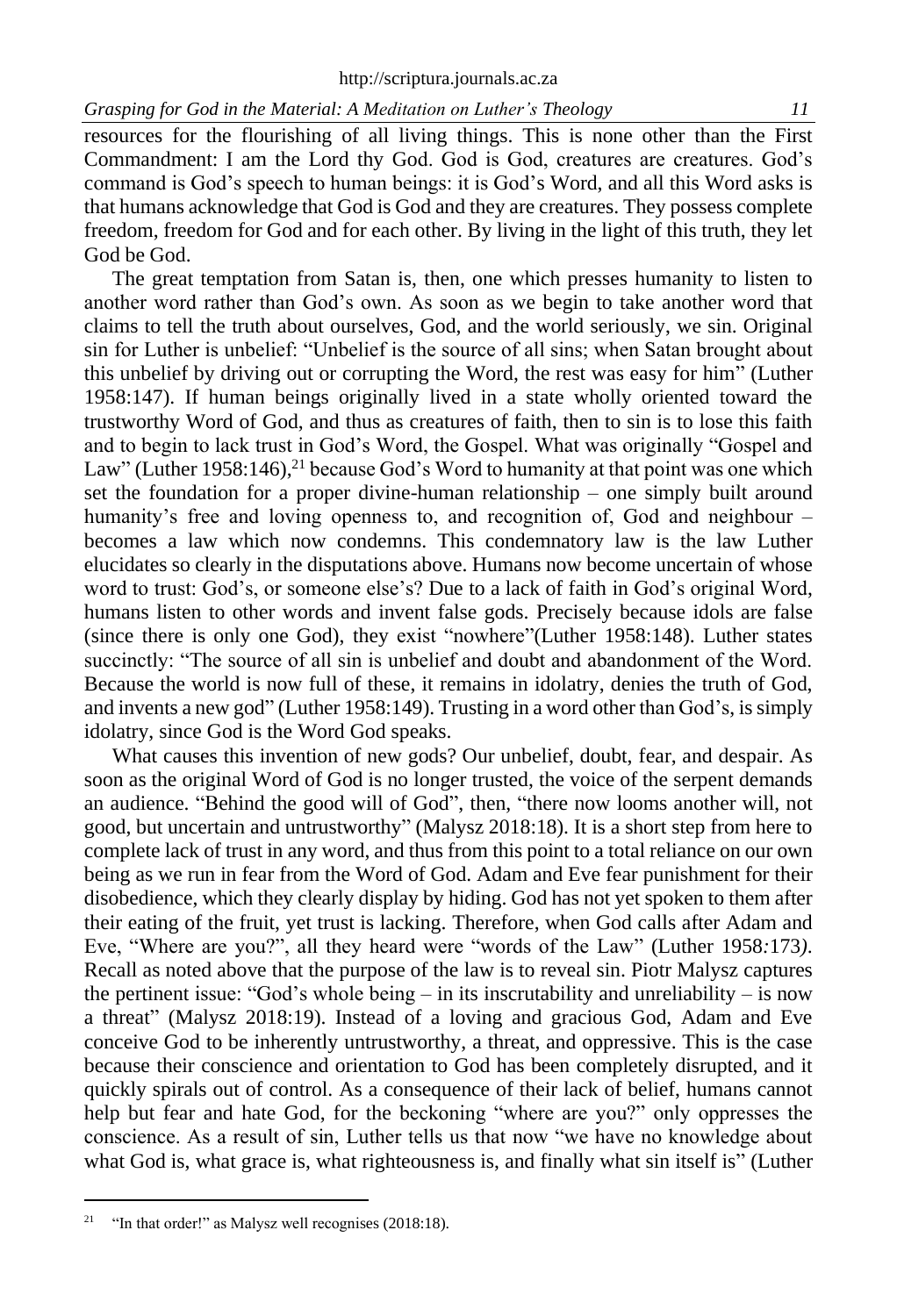resources for the flourishing of all living things. This is none other than the First Commandment: I am the Lord thy God. God is God, creatures are creatures. God's command is God's speech to human beings: it is God's Word, and all this Word asks is that humans acknowledge that God is God and they are creatures. They possess complete freedom, freedom for God and for each other. By living in the light of this truth, they let God be God.

The great temptation from Satan is, then, one which presses humanity to listen to another word rather than God's own. As soon as we begin to take another word that claims to tell the truth about ourselves, God, and the world seriously, we sin. Original sin for Luther is unbelief: "Unbelief is the source of all sins; when Satan brought about this unbelief by driving out or corrupting the Word, the rest was easy for him" (Luther 1958:147). If human beings originally lived in a state wholly oriented toward the trustworthy Word of God, and thus as creatures of faith, then to sin is to lose this faith and to begin to lack trust in God's Word, the Gospel. What was originally "Gospel and Law" (Luther 1958:146),[21] because God's Word to humanity at that point was one which set the foundation for a proper divine-human relationship – one simply built around humanity's free and loving openness to, and recognition of, God and neighbour – becomes a law which now condemns. This condemnatory law is the law Luther elucidates so clearly in the disputations above. Humans now become uncertain of whose word to trust: God's, or someone else's? Due to a lack of faith in God's original Word, humans listen to other words and invent false gods. Precisely because idols are false (since there is only one God), they exist "nowhere"(Luther 1958:148). Luther states succinctly: "The source of all sin is unbelief and doubt and abandonment of the Word. Because the world is now full of these, it remains in idolatry, denies the truth of God, and invents a new god" (Luther 1958:149). Trusting in a word other than God's, is simply idolatry, since God is the Word God speaks.

What causes this invention of new gods? Our unbelief, doubt, fear, and despair. As soon as the original Word of God is no longer trusted, the voice of the serpent demands an audience. "Behind the good will of God", then, "there now looms another will, not good, but uncertain and untrustworthy" (Malysz 2018:18). It is a short step from here to complete lack of trust in any word, and thus from this point to a total reliance on our own being as we run in fear from the Word of God. Adam and Eve fear punishment for their disobedience, which they clearly display by hiding. God has not yet spoken to them after their eating of the fruit, yet trust is lacking. Therefore, when God calls after Adam and Eve, "Where are you?", all they heard were "words of the Law" (Luther 1958:173). Recall as noted above that the purpose of the law is to reveal sin. Piotr Malysz captures the pertinent issue: "God's whole being – in its inscrutability and unreliability – is now a threat" (Malysz 2018:19). Instead of a loving and gracious God, Adam and Eve conceive God to be inherently untrustworthy, a threat, and oppressive. This is the case because their conscience and orientation to God has been completely disrupted, and it quickly spirals out of control. As a consequence of their lack of belief, humans cannot help but fear and hate God, for the beckoning "where are you?" only oppresses the conscience. As a result of sin, Luther tells us that now "we have no knowledge about what God is, what grace is, what righteousness is, and finally what sin itself is" (Luther

---

[21] "In that order!" as Malysz well recognises (2018:18).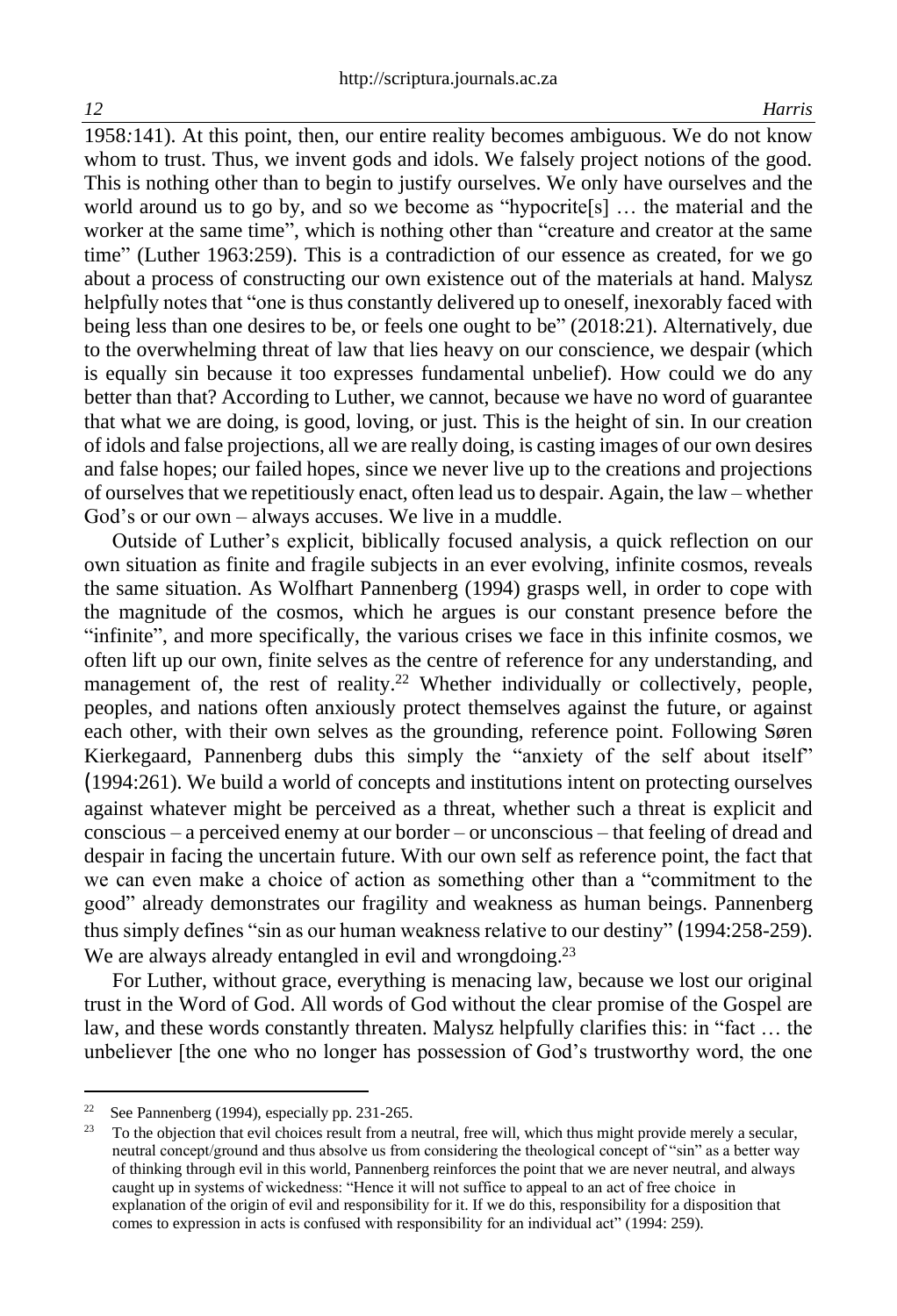1958:141). At this point, then, our entire reality becomes ambiguous. We do not know whom to trust. Thus, we invent gods and idols. We falsely project notions of the good. This is nothing other than to begin to justify ourselves. We only have ourselves and the world around us to go by, and so we become as "hypocrite[s] … the material and the worker at the same time", which is nothing other than "creature and creator at the same time" (Luther 1963:259). This is a contradiction of our essence as created, for we go about a process of constructing our own existence out of the materials at hand. Malysz helpfully notes that "one is thus constantly delivered up to oneself, inexorably faced with being less than one desires to be, or feels one ought to be" (2018:21). Alternatively, due to the overwhelming threat of law that lies heavy on our conscience, we despair (which is equally sin because it too expresses fundamental unbelief). How could we do any better than that? According to Luther, we cannot, because we have no word of guarantee that what we are doing, is good, loving, or just. This is the height of sin. In our creation of idols and false projections, all we are really doing, is casting images of our own desires and false hopes; our failed hopes, since we never live up to the creations and projections of ourselves that we repetitiously enact, often lead us to despair. Again, the law – whether God's or our own – always accuses. We live in a muddle.

Outside of Luther's explicit, biblically focused analysis, a quick reflection on our own situation as finite and fragile subjects in an ever evolving, infinite cosmos, reveals the same situation. As Wolfhart Pannenberg (1994) grasps well, in order to cope with the magnitude of the cosmos, which he argues is our constant presence before the "infinite", and more specifically, the various crises we face in this infinite cosmos, we often lift up our own, finite selves as the centre of reference for any understanding, and management of, the rest of reality.[22] Whether individually or collectively, people, peoples, and nations often anxiously protect themselves against the future, or against each other, with their own selves as the grounding, reference point. Following Søren Kierkegaard, Pannenberg dubs this simply the "anxiety of the self about itself" (1994:261). We build a world of concepts and institutions intent on protecting ourselves against whatever might be perceived as a threat, whether such a threat is explicit and conscious – a perceived enemy at our border – or unconscious – that feeling of dread and despair in facing the uncertain future. With our own self as reference point, the fact that we can even make a choice of action as something other than a "commitment to the good" already demonstrates our fragility and weakness as human beings. Pannenberg thus simply defines "sin as our human weakness relative to our destiny" (1994:258-259). We are always already entangled in evil and wrongdoing.[23]

For Luther, without grace, everything is menacing law, because we lost our original trust in the Word of God. All words of God without the clear promise of the Gospel are law, and these words constantly threaten. Malysz helpfully clarifies this: in "fact … the unbeliever [the one who no longer has possession of God's trustworthy word, the one

---

[22] See Pannenberg (1994), especially pp. 231-265.

[23] To the objection that evil choices result from a neutral, free will, which thus might provide merely a secular, neutral concept/ground and thus absolve us from considering the theological concept of "sin" as a better way of thinking through evil in this world, Pannenberg reinforces the point that we are never neutral, and always caught up in systems of wickedness: "Hence it will not suffice to appeal to an act of free choice in explanation of the origin of evil and responsibility for it. If we do this, responsibility for a disposition that comes to expression in acts is confused with responsibility for an individual act" (1994: 259).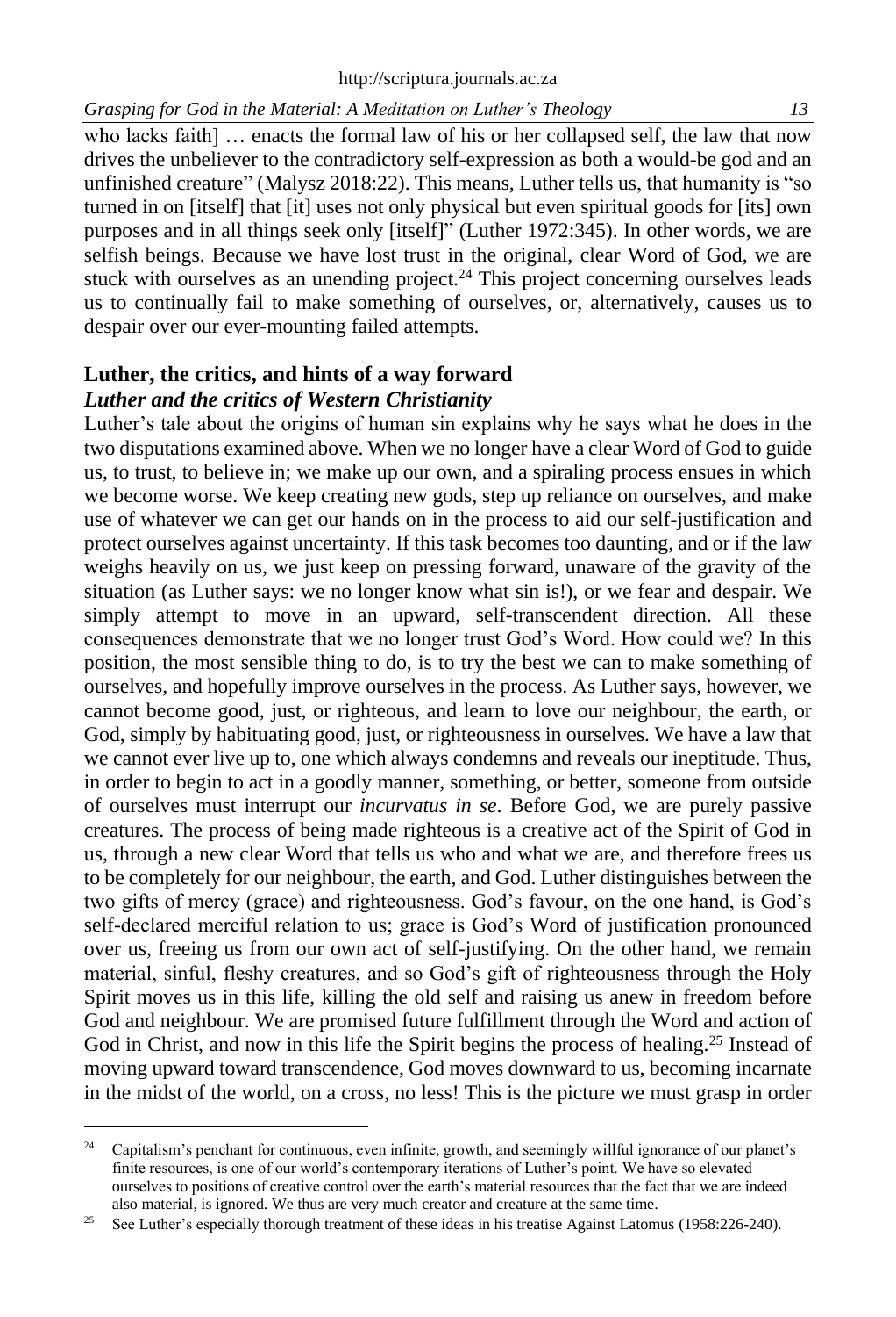who lacks faith] … enacts the formal law of his or her collapsed self, the law that now drives the unbeliever to the contradictory self-expression as both a would-be god and an unfinished creature" (Malysz 2018:22). This means, Luther tells us, that humanity is "so turned in on [itself] that [it] uses not only physical but even spiritual goods for [its] own purposes and in all things seek only [itself]" (Luther 1972:345). In other words, we are selfish beings. Because we have lost trust in the original, clear Word of God, we are stuck with ourselves as an unending project.[24] This project concerning ourselves leads us to continually fail to make something of ourselves, or, alternatively, causes us to despair over our ever-mounting failed attempts.

## Luther, the critics, and hints of a way forward

### *Luther and the critics of Western Christianity*

Luther's tale about the origins of human sin explains why he says what he does in the two disputations examined above. When we no longer have a clear Word of God to guide us, to trust, to believe in; we make up our own, and a spiraling process ensues in which we become worse. We keep creating new gods, step up reliance on ourselves, and make use of whatever we can get our hands on in the process to aid our self-justification and protect ourselves against uncertainty. If this task becomes too daunting, and or if the law weighs heavily on us, we just keep on pressing forward, unaware of the gravity of the situation (as Luther says: we no longer know what sin is!), or we fear and despair. We simply attempt to move in an upward, self-transcendent direction. All these consequences demonstrate that we no longer trust God's Word. How could we? In this position, the most sensible thing to do, is to try the best we can to make something of ourselves, and hopefully improve ourselves in the process. As Luther says, however, we cannot become good, just, or righteous, and learn to love our neighbour, the earth, or God, simply by habituating good, just, or righteousness in ourselves. We have a law that we cannot ever live up to, one which always condemns and reveals our ineptitude. Thus, in order to begin to act in a goodly manner, something, or better, someone from outside of ourselves must interrupt our *incurvatus in se*. Before God, we are purely passive creatures. The process of being made righteous is a creative act of the Spirit of God in us, through a new clear Word that tells us who and what we are, and therefore frees us to be completely for our neighbour, the earth, and God. Luther distinguishes between the two gifts of mercy (grace) and righteousness. God's favour, on the one hand, is God's self-declared merciful relation to us; grace is God's Word of justification pronounced over us, freeing us from our own act of self-justifying. On the other hand, we remain material, sinful, fleshy creatures, and so God's gift of righteousness through the Holy Spirit moves us in this life, killing the old self and raising us anew in freedom before God and neighbour. We are promised future fulfillment through the Word and action of God in Christ, and now in this life the Spirit begins the process of healing.[25] Instead of moving upward toward transcendence, God moves downward to us, becoming incarnate in the midst of the world, on a cross, no less! This is the picture we must grasp in order

---

[24] Capitalism's penchant for continuous, even infinite, growth, and seemingly willful ignorance of our planet's finite resources, is one of our world's contemporary iterations of Luther's point. We have so elevated ourselves to positions of creative control over the earth's material resources that the fact that we are indeed also material, is ignored. We thus are very much creator and creature at the same time.

[25] See Luther's especially thorough treatment of these ideas in his treatise Against Latomus (1958:226-240).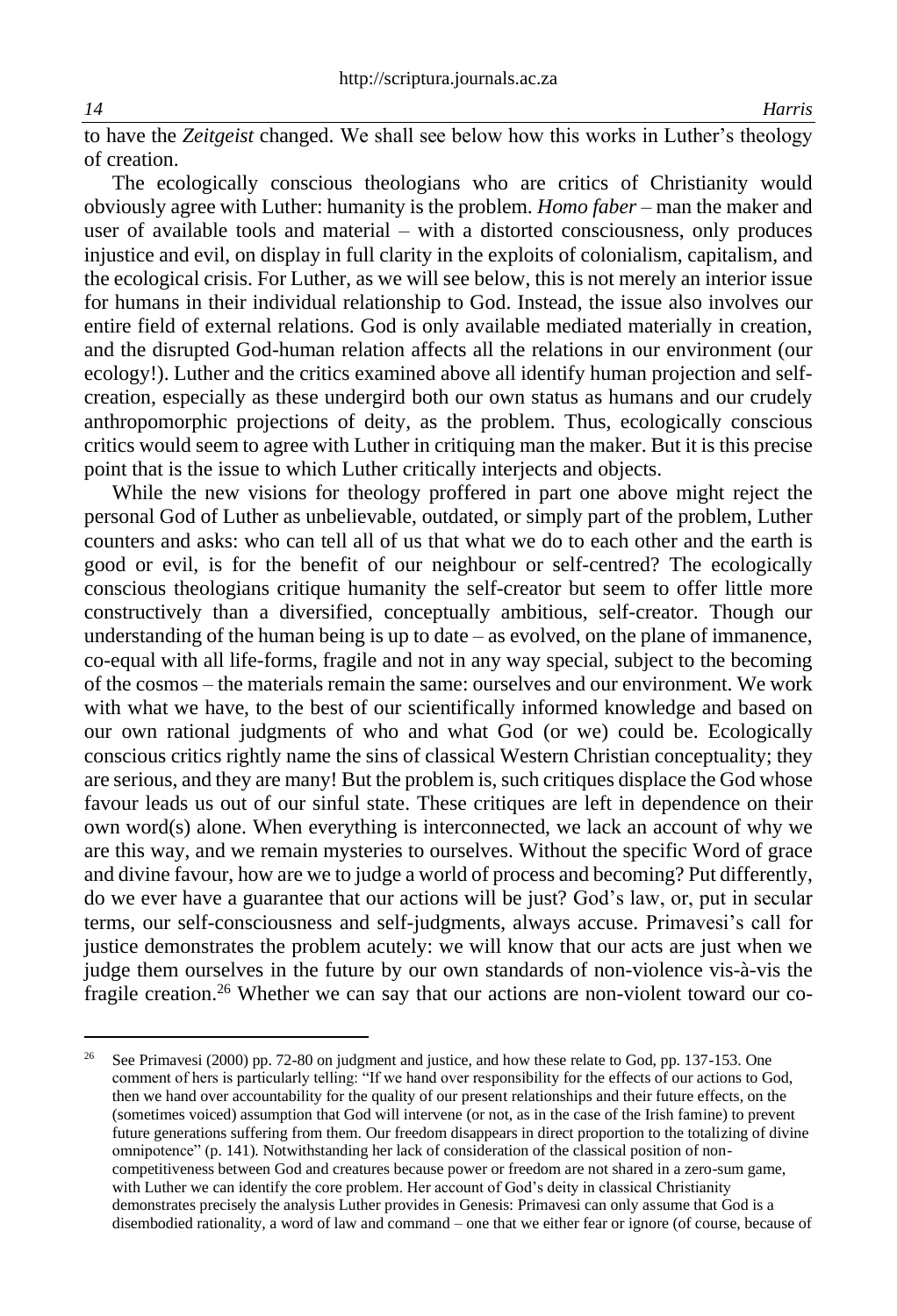to have the *Zeitgeist* changed. We shall see below how this works in Luther's theology of creation.

The ecologically conscious theologians who are critics of Christianity would obviously agree with Luther: humanity is the problem. *Homo faber* – man the maker and user of available tools and material – with a distorted consciousness, only produces injustice and evil, on display in full clarity in the exploits of colonialism, capitalism, and the ecological crisis. For Luther, as we will see below, this is not merely an interior issue for humans in their individual relationship to God. Instead, the issue also involves our entire field of external relations. God is only available mediated materially in creation, and the disrupted God-human relation affects all the relations in our environment (our ecology!). Luther and the critics examined above all identify human projection and self-creation, especially as these undergird both our own status as humans and our crudely anthropomorphic projections of deity, as the problem. Thus, ecologically conscious critics would seem to agree with Luther in critiquing man the maker. But it is this precise point that is the issue to which Luther critically interjects and objects.

While the new visions for theology proffered in part one above might reject the personal God of Luther as unbelievable, outdated, or simply part of the problem, Luther counters and asks: who can tell all of us that what we do to each other and the earth is good or evil, is for the benefit of our neighbour or self-centred? The ecologically conscious theologians critique humanity the self-creator but seem to offer little more constructively than a diversified, conceptually ambitious, self-creator. Though our understanding of the human being is up to date – as evolved, on the plane of immanence, co-equal with all life-forms, fragile and not in any way special, subject to the becoming of the cosmos – the materials remain the same: ourselves and our environment. We work with what we have, to the best of our scientifically informed knowledge and based on our own rational judgments of who and what God (or we) could be. Ecologically conscious critics rightly name the sins of classical Western Christian conceptuality; they are serious, and they are many! But the problem is, such critiques displace the God whose favour leads us out of our sinful state. These critiques are left in dependence on their own word(s) alone. When everything is interconnected, we lack an account of why we are this way, and we remain mysteries to ourselves. Without the specific Word of grace and divine favour, how are we to judge a world of process and becoming? Put differently, do we ever have a guarantee that our actions will be just? God's law, or, put in secular terms, our self-consciousness and self-judgments, always accuse. Primavesi's call for justice demonstrates the problem acutely: we will know that our acts are just when we judge them ourselves in the future by our own standards of non-violence vis-à-vis the fragile creation.[26] Whether we can say that our actions are non-violent toward our co-

---

[26] See Primavesi (2000) pp. 72-80 on judgment and justice, and how these relate to God, pp. 137-153. One comment of hers is particularly telling: "If we hand over responsibility for the effects of our actions to God, then we hand over accountability for the quality of our present relationships and their future effects, on the (sometimes voiced) assumption that God will intervene (or not, as in the case of the Irish famine) to prevent future generations suffering from them. Our freedom disappears in direct proportion to the totalizing of divine omnipotence" (p. 141). Notwithstanding her lack of consideration of the classical position of non-competitiveness between God and creatures because power or freedom are not shared in a zero-sum game, with Luther we can identify the core problem. Her account of God's deity in classical Christianity demonstrates precisely the analysis Luther provides in Genesis: Primavesi can only assume that God is a disembodied rationality, a word of law and command – one that we either fear or ignore (of course, because of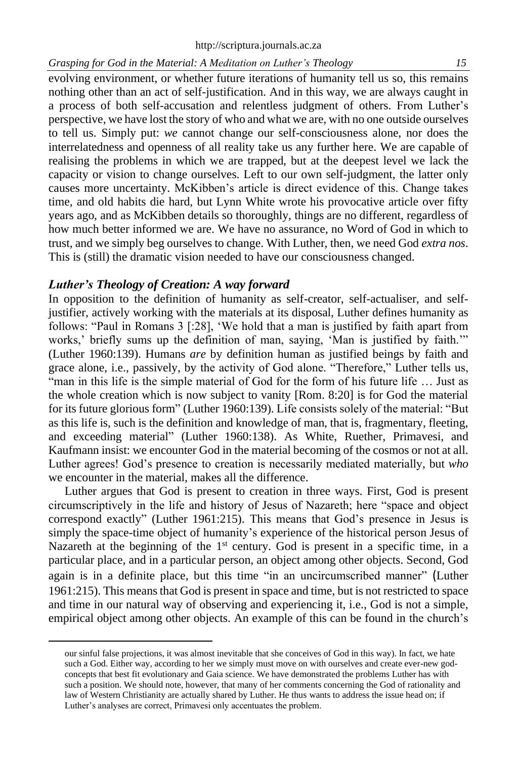evolving environment, or whether future iterations of humanity tell us so, this remains nothing other than an act of self-justification. And in this way, we are always caught in a process of both self-accusation and relentless judgment of others. From Luther's perspective, we have lost the story of who and what we are, with no one outside ourselves to tell us. Simply put: *we* cannot change our self-consciousness alone, nor does the interrelatedness and openness of all reality take us any further here. We are capable of realising the problems in which we are trapped, but at the deepest level we lack the capacity or vision to change ourselves. Left to our own self-judgment, the latter only causes more uncertainty. McKibben's article is direct evidence of this. Change takes time, and old habits die hard, but Lynn White wrote his provocative article over fifty years ago, and as McKibben details so thoroughly, things are no different, regardless of how much better informed we are. We have no assurance, no Word of God in which to trust, and we simply beg ourselves to change. With Luther, then, we need God *extra nos*. This is (still) the dramatic vision needed to have our consciousness changed.

## *Luther's Theology of Creation: A way forward*

In opposition to the definition of humanity as self-creator, self-actualiser, and self-justifier, actively working with the materials at its disposal, Luther defines humanity as follows: "Paul in Romans 3 [:28], 'We hold that a man is justified by faith apart from works,' briefly sums up the definition of man, saying, 'Man is justified by faith.'" (Luther 1960:139). Humans *are* by definition human as justified beings by faith and grace alone, i.e., passively, by the activity of God alone. "Therefore," Luther tells us, "man in this life is the simple material of God for the form of his future life … Just as the whole creation which is now subject to vanity [Rom. 8:20] is for God the material for its future glorious form" (Luther 1960:139). Life consists solely of the material: "But as this life is, such is the definition and knowledge of man, that is, fragmentary, fleeting, and exceeding material" (Luther 1960:138). As White, Ruether, Primavesi, and Kaufmann insist: we encounter God in the material becoming of the cosmos or not at all. Luther agrees! God's presence to creation is necessarily mediated materially, but *who* we encounter in the material, makes all the difference.

Luther argues that God is present to creation in three ways. First, God is present circumscriptively in the life and history of Jesus of Nazareth; here "space and object correspond exactly" (Luther 1961:215). This means that God's presence in Jesus is simply the space-time object of humanity's experience of the historical person Jesus of Nazareth at the beginning of the 1st century. God is present in a specific time, in a particular place, and in a particular person, an object among other objects. Second, God again is in a definite place, but this time "in an uncircumscribed manner" (Luther 1961:215). This means that God is present in space and time, but is not restricted to space and time in our natural way of observing and experiencing it, i.e., God is not a simple, empirical object among other objects. An example of this can be found in the church's

our sinful false projections, it was almost inevitable that she conceives of God in this way). In fact, we hate such a God. Either way, according to her we simply must move on with ourselves and create ever-new god-concepts that best fit evolutionary and Gaia science. We have demonstrated the problems Luther has with such a position. We should note, however, that many of her comments concerning the God of rationality and law of Western Christianity are actually shared by Luther. He thus wants to address the issue head on; if Luther's analyses are correct, Primavesi only accentuates the problem.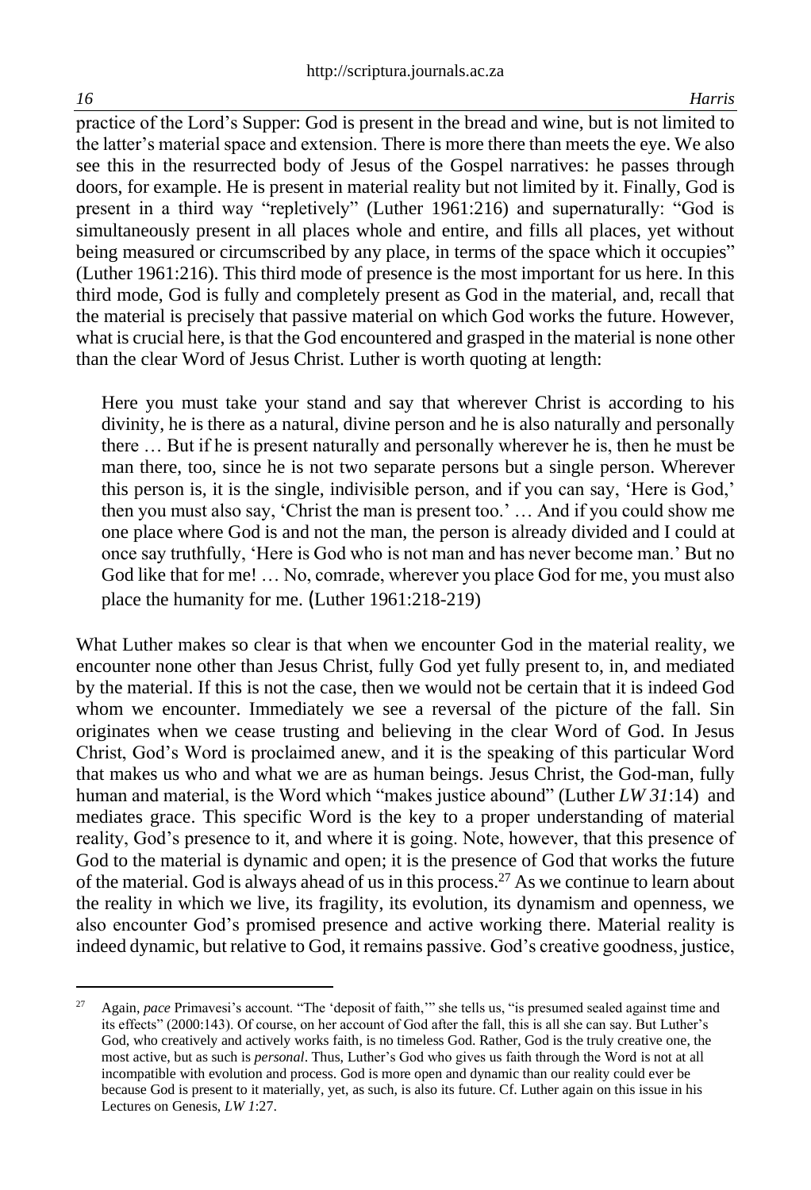practice of the Lord's Supper: God is present in the bread and wine, but is not limited to the latter's material space and extension. There is more there than meets the eye. We also see this in the resurrected body of Jesus of the Gospel narratives: he passes through doors, for example. He is present in material reality but not limited by it. Finally, God is present in a third way "repletively" (Luther 1961:216) and supernaturally: "God is simultaneously present in all places whole and entire, and fills all places, yet without being measured or circumscribed by any place, in terms of the space which it occupies" (Luther 1961:216). This third mode of presence is the most important for us here. In this third mode, God is fully and completely present as God in the material, and, recall that the material is precisely that passive material on which God works the future. However, what is crucial here, is that the God encountered and grasped in the material is none other than the clear Word of Jesus Christ. Luther is worth quoting at length:

> Here you must take your stand and say that wherever Christ is according to his divinity, he is there as a natural, divine person and he is also naturally and personally there … But if he is present naturally and personally wherever he is, then he must be man there, too, since he is not two separate persons but a single person. Wherever this person is, it is the single, indivisible person, and if you can say, 'Here is God,' then you must also say, 'Christ the man is present too.' … And if you could show me one place where God is and not the man, the person is already divided and I could at once say truthfully, 'Here is God who is not man and has never become man.' But no God like that for me! … No, comrade, wherever you place God for me, you must also place the humanity for me. (Luther 1961:218-219)

What Luther makes so clear is that when we encounter God in the material reality, we encounter none other than Jesus Christ, fully God yet fully present to, in, and mediated by the material. If this is not the case, then we would not be certain that it is indeed God whom we encounter. Immediately we see a reversal of the picture of the fall. Sin originates when we cease trusting and believing in the clear Word of God. In Jesus Christ, God's Word is proclaimed anew, and it is the speaking of this particular Word that makes us who and what we are as human beings. Jesus Christ, the God-man, fully human and material, is the Word which "makes justice abound" (Luther *LW 31*:14) and mediates grace. This specific Word is the key to a proper understanding of material reality, God's presence to it, and where it is going. Note, however, that this presence of God to the material is dynamic and open; it is the presence of God that works the future of the material. God is always ahead of us in this process.[27] As we continue to learn about the reality in which we live, its fragility, its evolution, its dynamism and openness, we also encounter God's promised presence and active working there. Material reality is indeed dynamic, but relative to God, it remains passive. God's creative goodness, justice,

---

[27] Again, *pace* Primavesi's account. "The 'deposit of faith,'" she tells us, "is presumed sealed against time and its effects" (2000:143). Of course, on her account of God after the fall, this is all she can say. But Luther's God, who creatively and actively works faith, is no timeless God. Rather, God is the truly creative one, the most active, but as such is *personal*. Thus, Luther's God who gives us faith through the Word is not at all incompatible with evolution and process. God is more open and dynamic than our reality could ever be because God is present to it materially, yet, as such, is also its future. Cf. Luther again on this issue in his Lectures on Genesis, *LW 1*:27.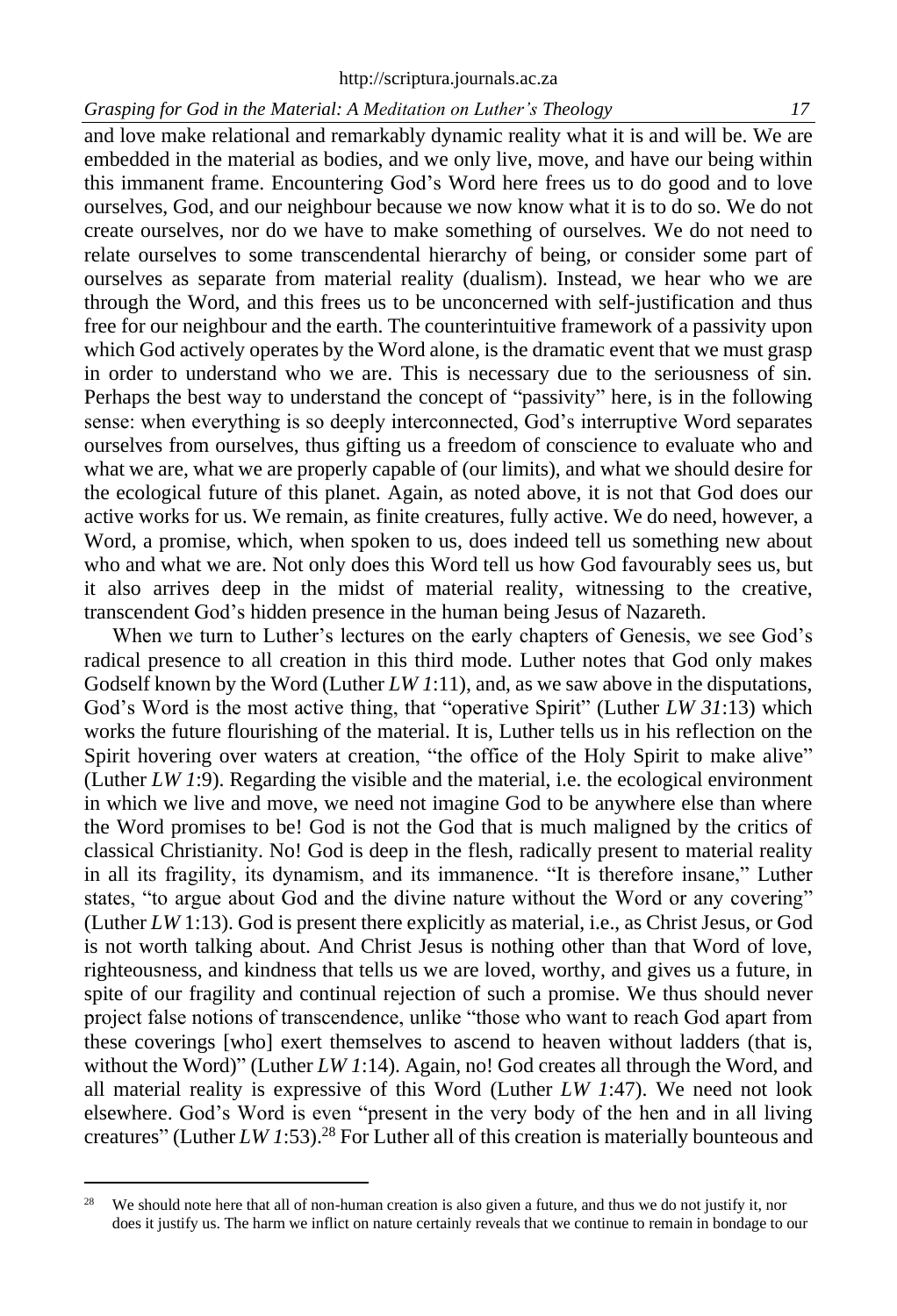and love make relational and remarkably dynamic reality what it is and will be. We are embedded in the material as bodies, and we only live, move, and have our being within this immanent frame. Encountering God's Word here frees us to do good and to love ourselves, God, and our neighbour because we now know what it is to do so. We do not create ourselves, nor do we have to make something of ourselves. We do not need to relate ourselves to some transcendental hierarchy of being, or consider some part of ourselves as separate from material reality (dualism). Instead, we hear who we are through the Word, and this frees us to be unconcerned with self-justification and thus free for our neighbour and the earth. The counterintuitive framework of a passivity upon which God actively operates by the Word alone, is the dramatic event that we must grasp in order to understand who we are. This is necessary due to the seriousness of sin. Perhaps the best way to understand the concept of "passivity" here, is in the following sense: when everything is so deeply interconnected, God's interruptive Word separates ourselves from ourselves, thus gifting us a freedom of conscience to evaluate who and what we are, what we are properly capable of (our limits), and what we should desire for the ecological future of this planet. Again, as noted above, it is not that God does our active works for us. We remain, as finite creatures, fully active. We do need, however, a Word, a promise, which, when spoken to us, does indeed tell us something new about who and what we are. Not only does this Word tell us how God favourably sees us, but it also arrives deep in the midst of material reality, witnessing to the creative, transcendent God's hidden presence in the human being Jesus of Nazareth.

When we turn to Luther's lectures on the early chapters of Genesis, we see God's radical presence to all creation in this third mode. Luther notes that God only makes Godself known by the Word (Luther *LW 1*:11), and, as we saw above in the disputations, God's Word is the most active thing, that "operative Spirit" (Luther *LW 31*:13) which works the future flourishing of the material. It is, Luther tells us in his reflection on the Spirit hovering over waters at creation, "the office of the Holy Spirit to make alive" (Luther *LW 1*:9). Regarding the visible and the material, i.e. the ecological environment in which we live and move, we need not imagine God to be anywhere else than where the Word promises to be! God is not the God that is much maligned by the critics of classical Christianity. No! God is deep in the flesh, radically present to material reality in all its fragility, its dynamism, and its immanence. "It is therefore insane," Luther states, "to argue about God and the divine nature without the Word or any covering" (Luther *LW* 1:13). God is present there explicitly as material, i.e., as Christ Jesus, or God is not worth talking about. And Christ Jesus is nothing other than that Word of love, righteousness, and kindness that tells us we are loved, worthy, and gives us a future, in spite of our fragility and continual rejection of such a promise. We thus should never project false notions of transcendence, unlike "those who want to reach God apart from these coverings [who] exert themselves to ascend to heaven without ladders (that is, without the Word)" (Luther *LW 1*:14). Again, no! God creates all through the Word, and all material reality is expressive of this Word (Luther *LW 1*:47). We need not look elsewhere. God's Word is even "present in the very body of the hen and in all living creatures" (Luther *LW 1*:53).[28] For Luther all of this creation is materially bounteous and

[28] We should note here that all of non-human creation is also given a future, and thus we do not justify it, nor does it justify us. The harm we inflict on nature certainly reveals that we continue to remain in bondage to our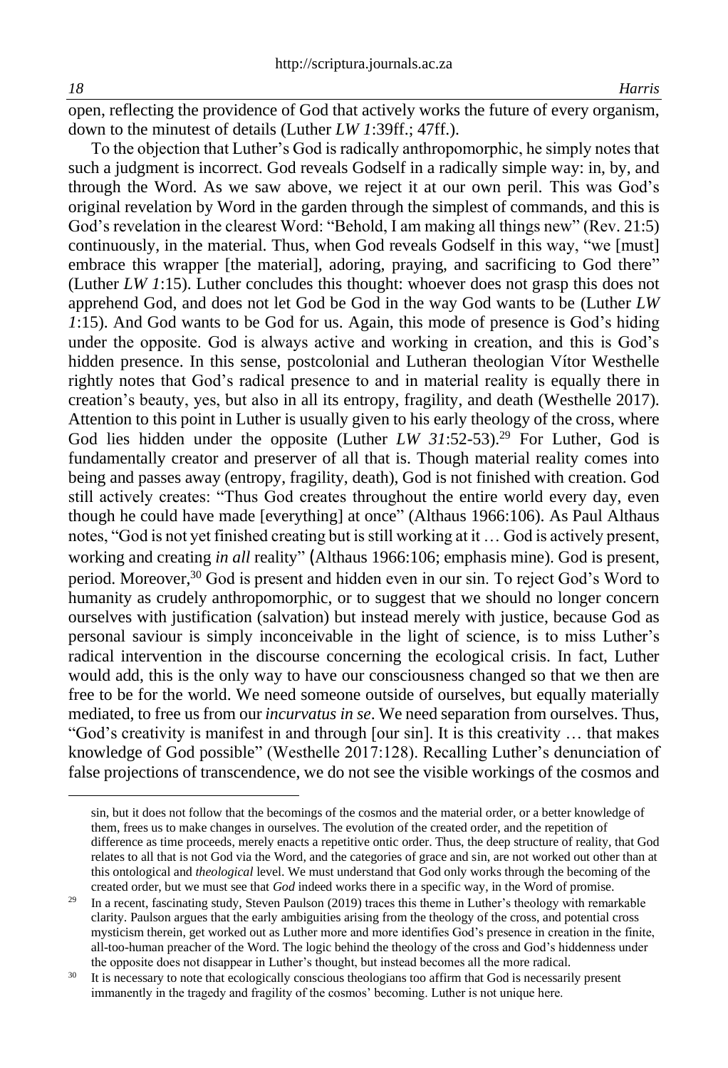open, reflecting the providence of God that actively works the future of every organism, down to the minutest of details (Luther *LW 1*:39ff.; 47ff.).

To the objection that Luther's God is radically anthropomorphic, he simply notes that such a judgment is incorrect. God reveals Godself in a radically simple way: in, by, and through the Word. As we saw above, we reject it at our own peril. This was God's original revelation by Word in the garden through the simplest of commands, and this is God's revelation in the clearest Word: "Behold, I am making all things new" (Rev. 21:5) continuously, in the material. Thus, when God reveals Godself in this way, "we [must] embrace this wrapper [the material], adoring, praying, and sacrificing to God there" (Luther *LW 1*:15). Luther concludes this thought: whoever does not grasp this does not apprehend God, and does not let God be God in the way God wants to be (Luther *LW 1*:15). And God wants to be God for us. Again, this mode of presence is God's hiding under the opposite. God is always active and working in creation, and this is God's hidden presence. In this sense, postcolonial and Lutheran theologian Vítor Westhelle rightly notes that God's radical presence to and in material reality is equally there in creation's beauty, yes, but also in all its entropy, fragility, and death (Westhelle 2017). Attention to this point in Luther is usually given to his early theology of the cross, where God lies hidden under the opposite (Luther *LW 31*:52-53).[29] For Luther, God is fundamentally creator and preserver of all that is. Though material reality comes into being and passes away (entropy, fragility, death), God is not finished with creation. God still actively creates: "Thus God creates throughout the entire world every day, even though he could have made [everything] at once" (Althaus 1966:106). As Paul Althaus notes, "God is not yet finished creating but is still working at it … God is actively present, working and creating *in all* reality" (Althaus 1966:106; emphasis mine). God is present, period. Moreover,[30] God is present and hidden even in our sin. To reject God's Word to humanity as crudely anthropomorphic, or to suggest that we should no longer concern ourselves with justification (salvation) but instead merely with justice, because God as personal saviour is simply inconceivable in the light of science, is to miss Luther's radical intervention in the discourse concerning the ecological crisis. In fact, Luther would add, this is the only way to have our consciousness changed so that we then are free to be for the world. We need someone outside of ourselves, but equally materially mediated, to free us from our *incurvatus in se*. We need separation from ourselves. Thus, "God's creativity is manifest in and through [our sin]. It is this creativity … that makes knowledge of God possible" (Westhelle 2017:128). Recalling Luther's denunciation of false projections of transcendence, we do not see the visible workings of the cosmos and

---

sin, but it does not follow that the becomings of the cosmos and the material order, or a better knowledge of them, frees us to make changes in ourselves. The evolution of the created order, and the repetition of difference as time proceeds, merely enacts a repetitive ontic order. Thus, the deep structure of reality, that God relates to all that is not God via the Word, and the categories of grace and sin, are not worked out other than at this ontological and *theological* level. We must understand that God only works through the becoming of the created order, but we must see that *God* indeed works there in a specific way, in the Word of promise.

[29] In a recent, fascinating study, Steven Paulson (2019) traces this theme in Luther's theology with remarkable clarity. Paulson argues that the early ambiguities arising from the theology of the cross, and potential cross mysticism therein, get worked out as Luther more and more identifies God's presence in creation in the finite, all-too-human preacher of the Word. The logic behind the theology of the cross and God's hiddenness under the opposite does not disappear in Luther's thought, but instead becomes all the more radical.

[30] It is necessary to note that ecologically conscious theologians too affirm that God is necessarily present immanently in the tragedy and fragility of the cosmos' becoming. Luther is not unique here.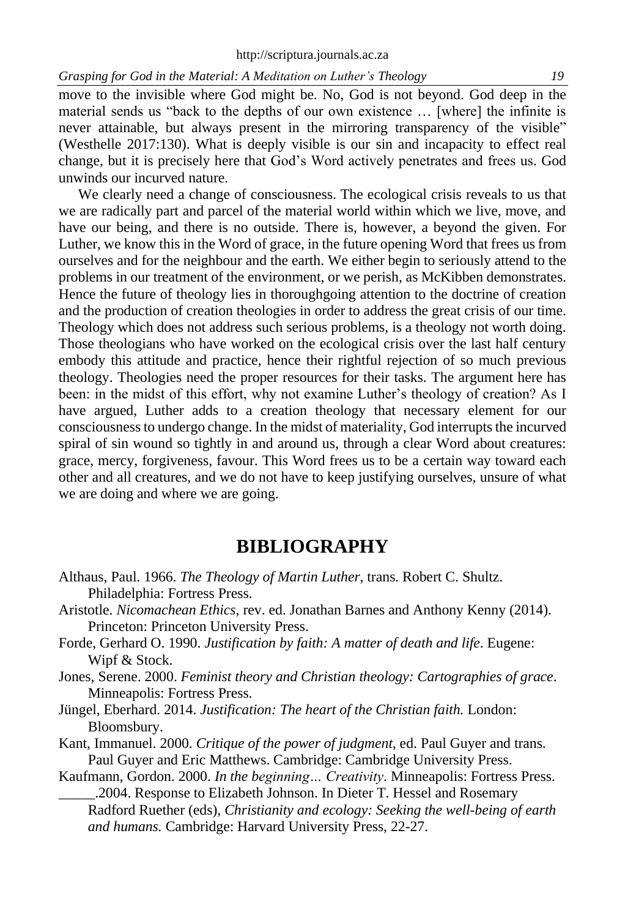move to the invisible where God might be. No, God is not beyond. God deep in the material sends us "back to the depths of our own existence … [where] the infinite is never attainable, but always present in the mirroring transparency of the visible" (Westhelle 2017:130). What is deeply visible is our sin and incapacity to effect real change, but it is precisely here that God's Word actively penetrates and frees us. God unwinds our incurved nature.

We clearly need a change of consciousness. The ecological crisis reveals to us that we are radically part and parcel of the material world within which we live, move, and have our being, and there is no outside. There is, however, a beyond the given. For Luther, we know this in the Word of grace, in the future opening Word that frees us from ourselves and for the neighbour and the earth. We either begin to seriously attend to the problems in our treatment of the environment, or we perish, as McKibben demonstrates. Hence the future of theology lies in thoroughgoing attention to the doctrine of creation and the production of creation theologies in order to address the great crisis of our time. Theology which does not address such serious problems, is a theology not worth doing. Those theologians who have worked on the ecological crisis over the last half century embody this attitude and practice, hence their rightful rejection of so much previous theology. Theologies need the proper resources for their tasks. The argument here has been: in the midst of this effort, why not examine Luther's theology of creation? As I have argued, Luther adds to a creation theology that necessary element for our consciousness to undergo change. In the midst of materiality, God interrupts the incurved spiral of sin wound so tightly in and around us, through a clear Word about creatures: grace, mercy, forgiveness, favour. This Word frees us to be a certain way toward each other and all creatures, and we do not have to keep justifying ourselves, unsure of what we are doing and where we are going.

## BIBLIOGRAPHY

Althaus, Paul. 1966. *The Theology of Martin Luther*, trans. Robert C. Shultz. Philadelphia: Fortress Press.

Aristotle. *Nicomachean Ethics*, rev. ed. Jonathan Barnes and Anthony Kenny (2014). Princeton: Princeton University Press.

Forde, Gerhard O. 1990. *Justification by faith: A matter of death and life*. Eugene: Wipf & Stock.

Jones, Serene. 2000. *Feminist theory and Christian theology: Cartographies of grace*. Minneapolis: Fortress Press.

Jüngel, Eberhard. 2014. *Justification: The heart of the Christian faith.* London: Bloomsbury.

Kant, Immanuel. 2000. *Critique of the power of judgment*, ed. Paul Guyer and trans. Paul Guyer and Eric Matthews. Cambridge: Cambridge University Press.

Kaufmann, Gordon. 2000. *In the beginning… Creativity*. Minneapolis: Fortress Press.

\_\_\_\_\_.2004. Response to Elizabeth Johnson. In Dieter T. Hessel and Rosemary Radford Ruether (eds), *Christianity and ecology: Seeking the well-being of earth and humans.* Cambridge: Harvard University Press, 22-27.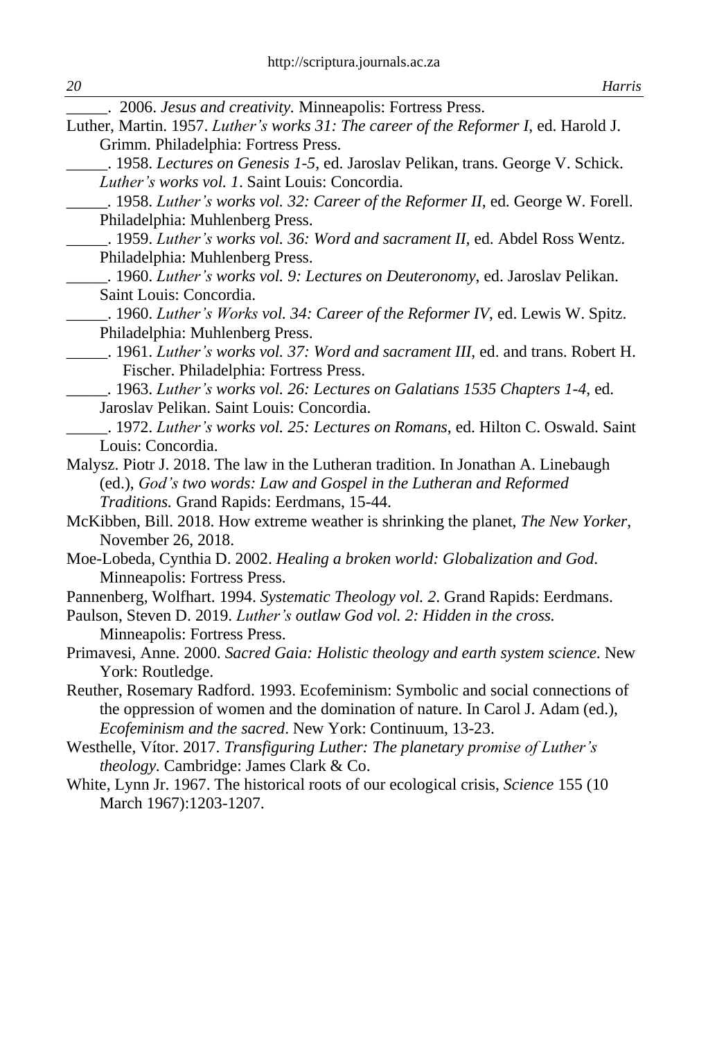_____. 2006. *Jesus and creativity.* Minneapolis: Fortress Press.

Luther, Martin. 1957. *Luther's works 31: The career of the Reformer I*, ed. Harold J. Grimm. Philadelphia: Fortress Press.

_____. 1958. *Lectures on Genesis 1-5*, ed. Jaroslav Pelikan, trans. George V. Schick. *Luther's works vol. 1*. Saint Louis: Concordia.

_____. 1958. *Luther's works vol. 32: Career of the Reformer II*, ed. George W. Forell. Philadelphia: Muhlenberg Press.

_____. 1959. *Luther's works vol. 36: Word and sacrament II*, ed. Abdel Ross Wentz. Philadelphia: Muhlenberg Press.

_____. 1960. *Luther's works vol. 9: Lectures on Deuteronomy*, ed. Jaroslav Pelikan. Saint Louis: Concordia.

_____. 1960. *Luther's Works vol. 34: Career of the Reformer IV*, ed. Lewis W. Spitz. Philadelphia: Muhlenberg Press.

_____. 1961. *Luther's works vol. 37: Word and sacrament III*, ed. and trans. Robert H. Fischer. Philadelphia: Fortress Press.

_____. 1963. *Luther's works vol. 26: Lectures on Galatians 1535 Chapters 1-4*, ed. Jaroslav Pelikan. Saint Louis: Concordia.

_____. 1972. *Luther's works vol. 25: Lectures on Romans*, ed. Hilton C. Oswald. Saint Louis: Concordia.

Malysz. Piotr J. 2018. The law in the Lutheran tradition. In Jonathan A. Linebaugh (ed.), *God's two words: Law and Gospel in the Lutheran and Reformed Traditions.* Grand Rapids: Eerdmans, 15-44.

McKibben, Bill. 2018. How extreme weather is shrinking the planet, *The New Yorker*, November 26, 2018.

Moe-Lobeda, Cynthia D. 2002. *Healing a broken world: Globalization and God*. Minneapolis: Fortress Press.

Pannenberg, Wolfhart. 1994. *Systematic Theology vol. 2*. Grand Rapids: Eerdmans.

Paulson, Steven D. 2019. *Luther's outlaw God vol. 2: Hidden in the cross.* Minneapolis: Fortress Press.

Primavesi, Anne. 2000. *Sacred Gaia: Holistic theology and earth system science*. New York: Routledge.

Reuther, Rosemary Radford. 1993. Ecofeminism: Symbolic and social connections of the oppression of women and the domination of nature. In Carol J. Adam (ed.), *Ecofeminism and the sacred*. New York: Continuum, 13-23.

Westhelle, Vítor. 2017. *Transfiguring Luther: The planetary promise of Luther's theology*. Cambridge: James Clark & Co.

White, Lynn Jr. 1967. The historical roots of our ecological crisis, *Science* 155 (10 March 1967):1203-1207.